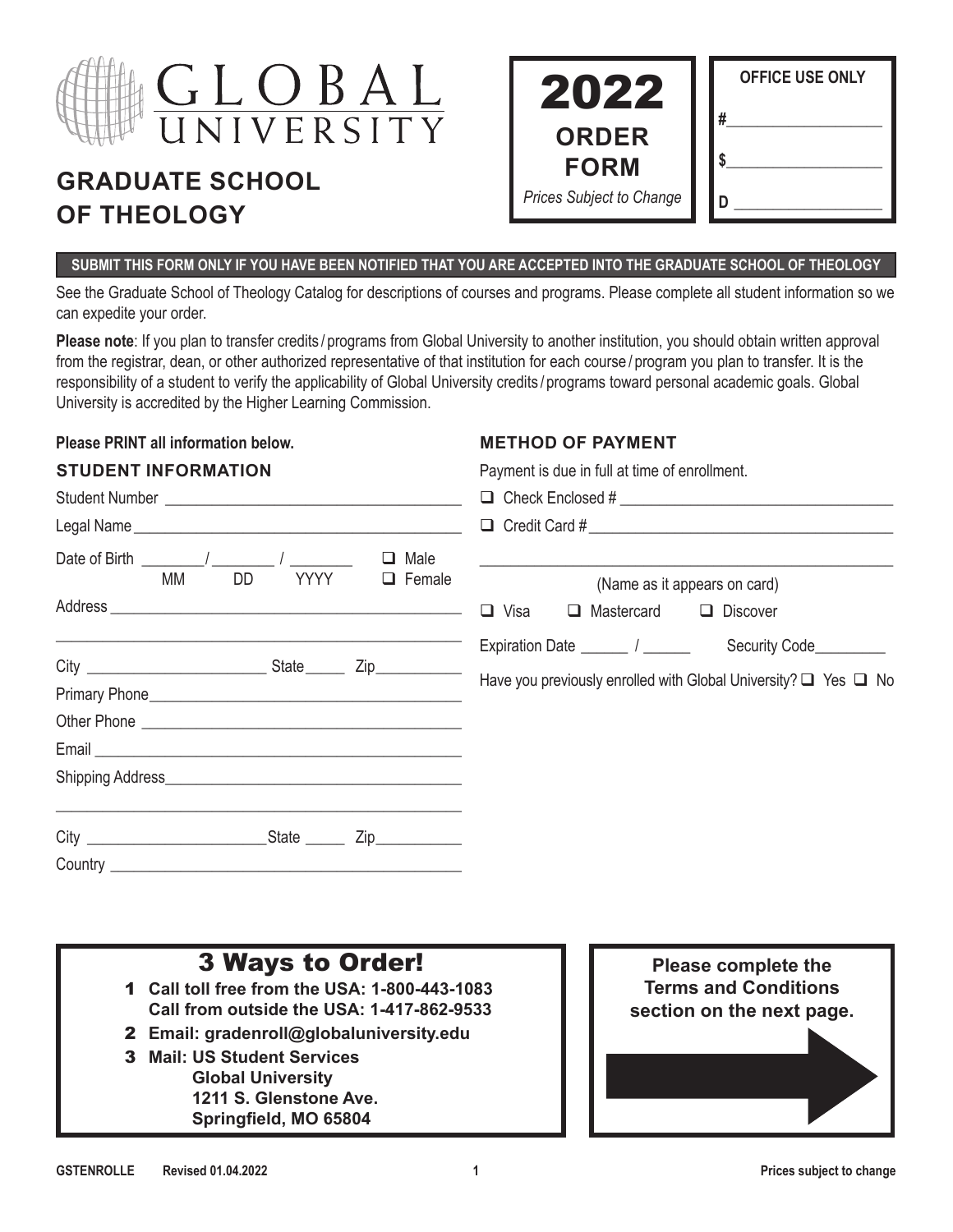# GLOBAL UNIVERSITY

## GRADUATE SCHOOL OF THEOLOGY

**2022 ORDER FORM**

*Prices Subject to Change*

**OFFICE USE ONLY**

#\_\_\_\_\_\_\_\_\_\_\_\_\_\_\_\_

$\_\_\_\_\_\_\_\_\_\_\_\_\_\_\_\_

D \_\_\_\_\_\_\_\_\_\_\_\_\_\_\_\_

**SUBMIT THIS FORM ONLY IF YOU HAVE BEEN NOTIFIED THAT YOU ARE ACCEPTED INTO THE GRADUATE SCHOOL OF THEOLOGY**

See the Graduate School of Theology Catalog for descriptions of courses and programs. Please complete all student information so we can expedite your order.

**Please note**: If you plan to transfer credits / programs from Global University to another institution, you should obtain written approval from the registrar, dean, or other authorized representative of that institution for each course / program you plan to transfer. It is the responsibility of a student to verify the applicability of Global University credits / programs toward personal academic goals. Global University is accredited by the Higher Learning Commission.

**Please PRINT all information below.**

### STUDENT INFORMATION

Student Number \_\_\_\_\_\_\_\_\_\_\_\_\_\_\_\_\_\_\_\_\_\_\_\_\_\_\_\_\_\_\_\_

Legal Name \_\_\_\_\_\_\_\_\_\_\_\_\_\_\_\_\_\_\_\_\_\_\_\_\_\_\_\_\_\_\_\_

Date of Birth \_\_\_\_\_\_\_ / \_\_\_\_\_\_\_ / \_\_\_\_\_\_\_ (MM DD YYYY) ❑ Male ❑ Female

Address \_\_\_\_\_\_\_\_\_\_\_\_\_\_\_\_\_\_\_\_\_\_\_\_\_\_\_\_\_\_\_\_

\_\_\_\_\_\_\_\_\_\_\_\_\_\_\_\_\_\_\_\_\_\_\_\_\_\_\_\_\_\_\_\_

City \_\_\_\_\_\_\_\_\_\_\_\_\_\_\_\_ State \_\_\_\_\_ Zip \_\_\_\_\_\_\_\_\_

Primary Phone \_\_\_\_\_\_\_\_\_\_\_\_\_\_\_\_\_\_\_\_\_\_\_\_\_\_\_\_\_\_\_\_

Other Phone \_\_\_\_\_\_\_\_\_\_\_\_\_\_\_\_\_\_\_\_\_\_\_\_\_\_\_\_\_\_\_\_

Email \_\_\_\_\_\_\_\_\_\_\_\_\_\_\_\_\_\_\_\_\_\_\_\_\_\_\_\_\_\_\_\_

Shipping Address \_\_\_\_\_\_\_\_\_\_\_\_\_\_\_\_\_\_\_\_\_\_\_\_\_\_\_\_\_\_\_\_

\_\_\_\_\_\_\_\_\_\_\_\_\_\_\_\_\_\_\_\_\_\_\_\_\_\_\_\_\_\_\_\_

City \_\_\_\_\_\_\_\_\_\_\_\_\_\_\_\_ State \_\_\_\_\_ Zip \_\_\_\_\_\_\_\_\_

Country \_\_\_\_\_\_\_\_\_\_\_\_\_\_\_\_\_\_\_\_\_\_\_\_\_\_\_\_\_\_\_\_

### METHOD OF PAYMENT

Payment is due in full at time of enrollment.

❑ Check Enclosed # \_\_\_\_\_\_\_\_\_\_\_\_\_\_\_\_\_\_\_\_\_\_\_\_\_\_\_\_\_\_\_\_

❑ Credit Card # \_\_\_\_\_\_\_\_\_\_\_\_\_\_\_\_\_\_\_\_\_\_\_\_\_\_\_\_\_\_\_\_

\_\_\_\_\_\_\_\_\_\_\_\_\_\_\_\_\_\_\_\_\_\_\_\_\_\_\_\_\_\_\_\_
(Name as it appears on card)

❑ Visa ❑ Mastercard ❑ Discover

Expiration Date \_\_\_\_\_ / \_\_\_\_\_ Security Code \_\_\_\_\_\_\_\_

Have you previously enrolled with Global University? ❑ Yes ❑ No

## 3 Ways to Order!

1. **Call toll free from the USA: 1-800-443-1083**
   **Call from outside the USA: 1-417-862-9533**
2. **Email: gradenroll@globaluniversity.edu**
3. **Mail: US Student Services**
   **Global University**
   **1211 S. Glenstone Ave.**
   **Springfield, MO 65804**

**Please complete the Terms and Conditions section on the next page.**

GSTENROLLE Revised 01.04.2022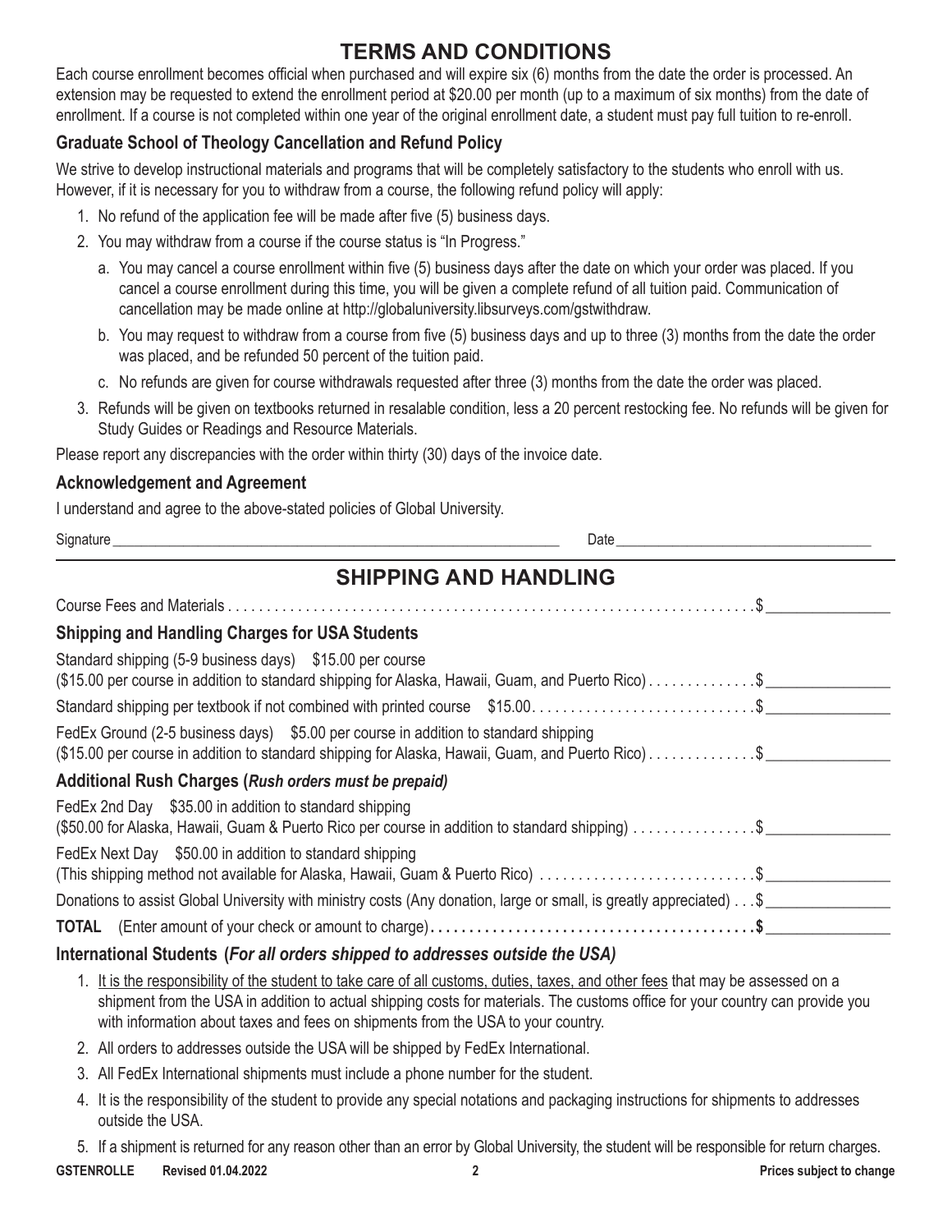# TERMS AND CONDITIONS

Each course enrollment becomes official when purchased and will expire six (6) months from the date the order is processed. An extension may be requested to extend the enrollment period at $20.00 per month (up to a maximum of six months) from the date of enrollment. If a course is not completed within one year of the original enrollment date, a student must pay full tuition to re-enroll.

### Graduate School of Theology Cancellation and Refund Policy

We strive to develop instructional materials and programs that will be completely satisfactory to the students who enroll with us. However, if it is necessary for you to withdraw from a course, the following refund policy will apply:

1. No refund of the application fee will be made after five (5) business days.
2. You may withdraw from a course if the course status is "In Progress."
   a. You may cancel a course enrollment within five (5) business days after the date on which your order was placed. If you cancel a course enrollment during this time, you will be given a complete refund of all tuition paid. Communication of cancellation may be made online at http://globaluniversity.libsurveys.com/gstwithdraw.
   b. You may request to withdraw from a course from five (5) business days and up to three (3) months from the date the order was placed, and be refunded 50 percent of the tuition paid.
   c. No refunds are given for course withdrawals requested after three (3) months from the date the order was placed.
3. Refunds will be given on textbooks returned in resalable condition, less a 20 percent restocking fee. No refunds will be given for Study Guides or Readings and Resource Materials.

Please report any discrepancies with the order within thirty (30) days of the invoice date.

### Acknowledgement and Agreement

I understand and agree to the above-stated policies of Global University.

Signature ______________________________ Date ______________________________

# SHIPPING AND HANDLING

Course Fees and Materials . . . . . . . . . . . . $ __________

### Shipping and Handling Charges for USA Students

Standard shipping (5-9 business days) $15.00 per course
($15.00 per course in addition to standard shipping for Alaska, Hawaii, Guam, and Puerto Rico) . . . . . . . . . . . . $ __________

Standard shipping per textbook if not combined with printed course $15.00 . . . . . . . . . . . . $ __________

FedEx Ground (2-5 business days) $5.00 per course in addition to standard shipping
($15.00 per course in addition to standard shipping for Alaska, Hawaii, Guam, and Puerto Rico) . . . . . . . . . . . . $ __________

### Additional Rush Charges (*Rush orders must be prepaid*)

FedEx 2nd Day $35.00 in addition to standard shipping
($50.00 for Alaska, Hawaii, Guam & Puerto Rico per course in addition to standard shipping) . . . . . . . . . . . . $ __________

FedEx Next Day $50.00 in addition to standard shipping
(This shipping method not available for Alaska, Hawaii, Guam & Puerto Rico) . . . . . . . . . . . . $ __________

Donations to assist Global University with ministry costs (Any donation, large or small, is greatly appreciated) . . . $ __________

**TOTAL** (Enter amount of your check or amount to charge) . . . . . . . . . . . . **$** __________

### International Students (*For all orders shipped to addresses outside the USA)*

1. It is the responsibility of the student to take care of all customs, duties, taxes, and other fees that may be assessed on a shipment from the USA in addition to actual shipping costs for materials. The customs office for your country can provide you with information about taxes and fees on shipments from the USA to your country.
2. All orders to addresses outside the USA will be shipped by FedEx International.
3. All FedEx International shipments must include a phone number for the student.
4. It is the responsibility of the student to provide any special notations and packaging instructions for shipments to addresses outside the USA.
5. If a shipment is returned for any reason other than an error by Global University, the student will be responsible for return charges.

**GSTENROLLE Revised 01.04.2022** **Prices subject to change**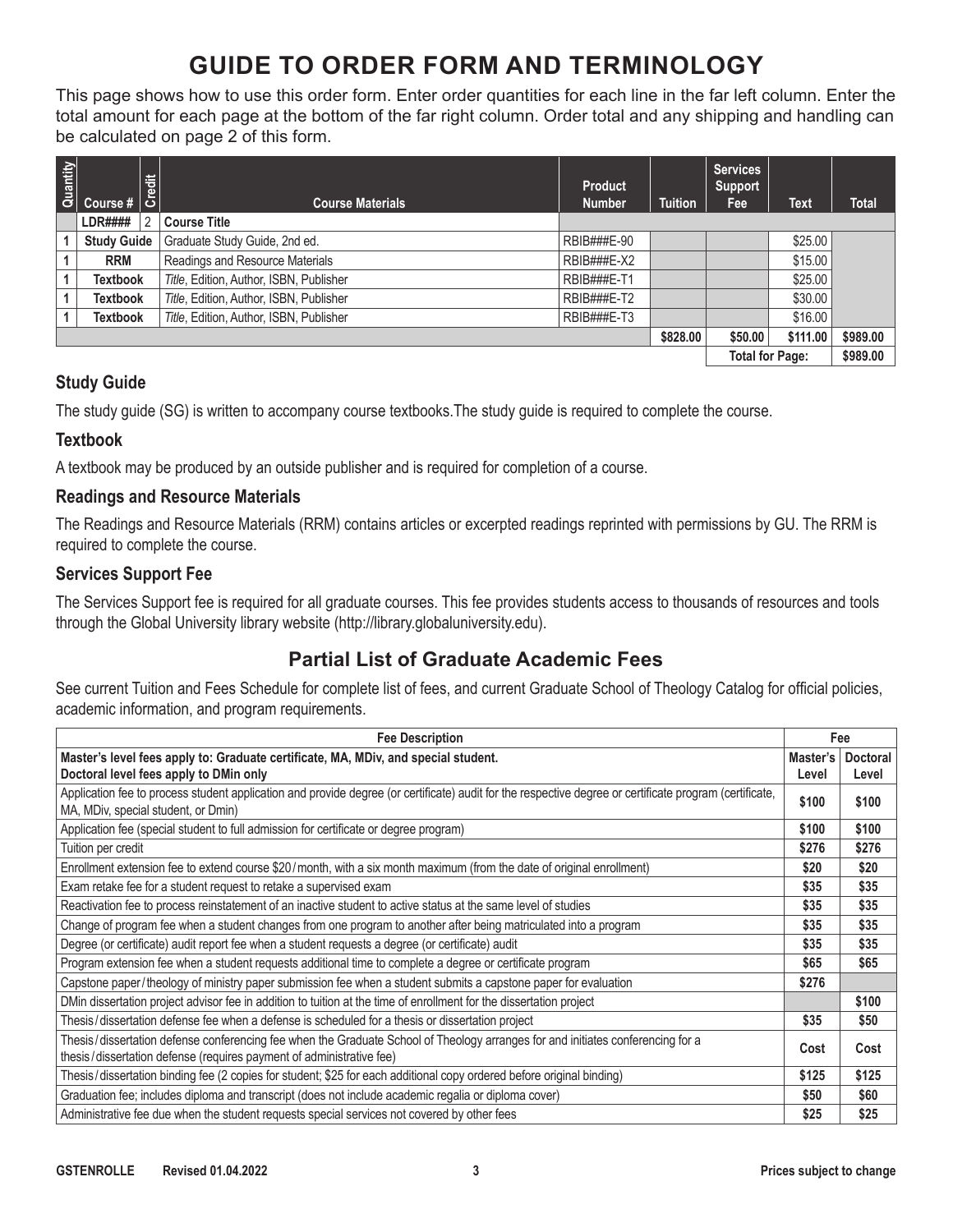# GUIDE TO ORDER FORM AND TERMINOLOGY

This page shows how to use this order form. Enter order quantities for each line in the far left column. Enter the total amount for each page at the bottom of the far right column. Order total and any shipping and handling can be calculated on page 2 of this form.

| Quantity | Course # | Credit | Course Materials | Product Number | Tuition | Services Support Fee | Text | Total |
|---|---|---|---|---|---|---|---|---|
| | LDR#### | 2 | Course Title | | | | | |
| 1 | Study Guide | | Graduate Study Guide, 2nd ed. | RBIB###E-90 | | | $25.00 | |
| 1 | RRM | | Readings and Resource Materials | RBIB###E-X2 | | | $15.00 | |
| 1 | Textbook | | *Title*, Edition, Author, ISBN, Publisher | RBIB###E-T1 | | | $25.00 | |
| 1 | Textbook | | *Title*, Edition, Author, ISBN, Publisher | RBIB###E-T2 | | | $30.00 | |
| 1 | Textbook | | *Title*, Edition, Author, ISBN, Publisher | RBIB###E-T3 | | | $16.00 | |
| | | | | | $828.00 | $50.00 | $111.00 | $989.00 |
| | | | | | | Total for Page: | | $989.00 |

### Study Guide

The study guide (SG) is written to accompany course textbooks.The study guide is required to complete the course.

### Textbook

A textbook may be produced by an outside publisher and is required for completion of a course.

### Readings and Resource Materials

The Readings and Resource Materials (RRM) contains articles or excerpted readings reprinted with permissions by GU. The RRM is required to complete the course.

### Services Support Fee

The Services Support fee is required for all graduate courses. This fee provides students access to thousands of resources and tools through the Global University library website (http://library.globaluniversity.edu).

## Partial List of Graduate Academic Fees

See current Tuition and Fees Schedule for complete list of fees, and current Graduate School of Theology Catalog for official policies, academic information, and program requirements.

| Fee Description | Fee | |
|---|---|---|
| **Master's level fees apply to: Graduate certificate, MA, MDiv, and special student.**<br>**Doctoral level fees apply to DMin only** | **Master's Level** | **Doctoral Level** |
| Application fee to process student application and provide degree (or certificate) audit for the respective degree or certificate program (certificate, MA, MDiv, special student, or DMin) | $100 | $100 |
| Application fee (special student to full admission for certificate or degree program) | $100 | $100 |
| Tuition per credit | $276 | $276 |
| Enrollment extension fee to extend course $20/month, with a six month maximum (from the date of original enrollment) | $20 | $20 |
| Exam retake fee for a student request to retake a supervised exam | $35 | $35 |
| Reactivation fee to process reinstatement of an inactive student to active status at the same level of studies | $35 | $35 |
| Change of program fee when a student changes from one program to another after being matriculated into a program | $35 | $35 |
| Degree (or certificate) audit report fee when a student requests a degree (or certificate) audit | $35 | $35 |
| Program extension fee when a student requests additional time to complete a degree or certificate program | $65 | $65 |
| Capstone paper/theology of ministry paper submission fee when a student submits a capstone paper for evaluation | $276 | |
| DMin dissertation project advisor fee in addition to tuition at the time of enrollment for the dissertation project | | $100 |
| Thesis/dissertation defense fee when a defense is scheduled for a thesis or dissertation project | $35 | $50 |
| Thesis/dissertation defense conferencing fee when the Graduate School of Theology arranges for and initiates conferencing for a thesis/dissertation defense (requires payment of administrative fee) | Cost | Cost |
| Thesis/dissertation binding fee (2 copies for student; $25 for each additional copy ordered before original binding) | $125 | $125 |
| Graduation fee; includes diploma and transcript (does not include academic regalia or diploma cover) | $50 | $60 |
| Administrative fee due when the student requests special services not covered by other fees | $25 | $25 |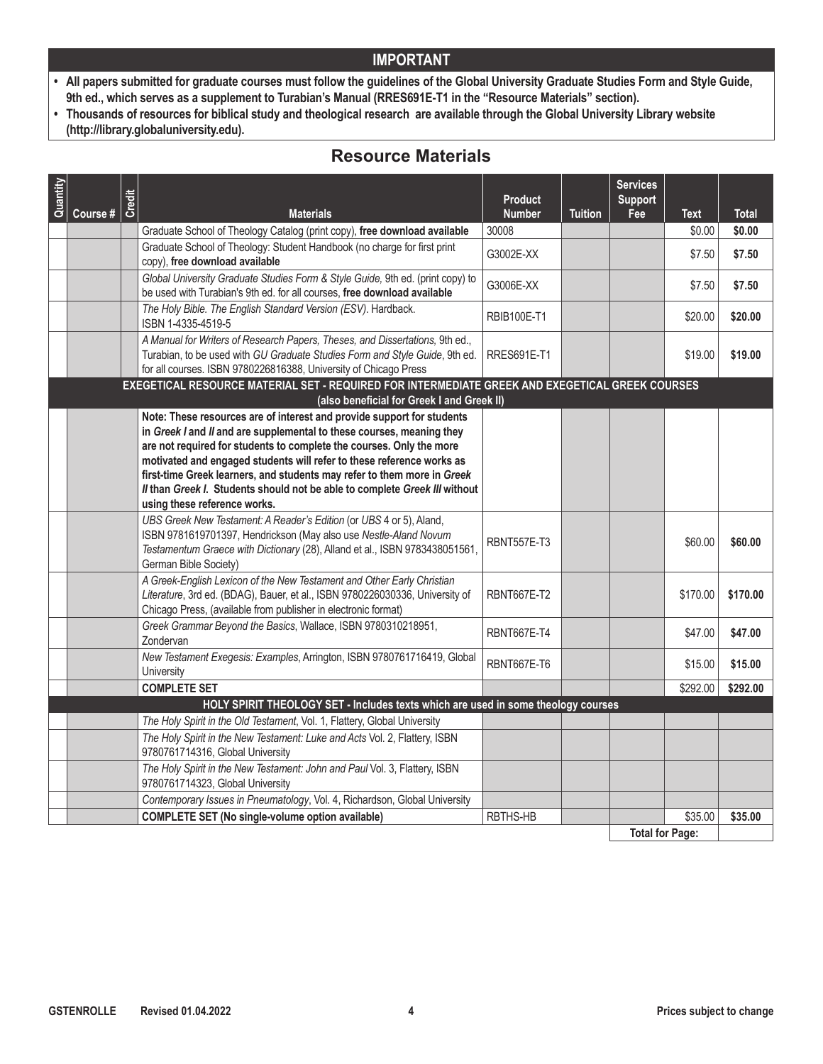## IMPORTANT

- **All papers submitted for graduate courses must follow the guidelines of the Global University Graduate Studies Form and Style Guide, 9th ed., which serves as a supplement to Turabian's Manual (RRES691E-T1 in the "Resource Materials" section).**
- **Thousands of resources for biblical study and theological research are available through the Global University Library website (http://library.globaluniversity.edu).**

## Resource Materials

| Quantity | Course # | Credit | Materials | Product Number | Tuition | Services Support Fee | Text | Total |
|---|---|---|---|---|---|---|---|---|
| | | | Graduate School of Theology Catalog (print copy), **free download available** | 30008 | | | $0.00 | **$0.00** |
| | | | Graduate School of Theology: Student Handbook (no charge for first print copy), **free download available** | G3002E-XX | | | $7.50 | **$7.50** |
| | | | *Global University Graduate Studies Form & Style Guide,* 9th ed. (print copy) to be used with Turabian's 9th ed. for all courses, **free download available** | G3006E-XX | | | $7.50 | **$7.50** |
| | | | *The Holy Bible. The English Standard Version (ESV)*. Hardback. ISBN 1-4335-4519-5 | RBIB100E-T1 | | | $20.00 | **$20.00** |
| | | | *A Manual for Writers of Research Papers, Theses, and Dissertations,* 9th ed., Turabian, to be used with *GU Graduate Studies Form and Style Guide*, 9th ed. for all courses. ISBN 9780226816388, University of Chicago Press | RRES691E-T1 | | | $19.00 | **$19.00** |
| | | | **EXEGETICAL RESOURCE MATERIAL SET - REQUIRED FOR INTERMEDIATE GREEK AND EXEGETICAL GREEK COURSES (also beneficial for Greek I and Greek II)** | | | | | |
| | | | **Note: These resources are of interest and provide support for students in *Greek I* and *II* and are supplemental to these courses, meaning they are not required for students to complete the courses. Only the more motivated and engaged students will refer to these reference works as first-time Greek learners, and students may refer to them more in *Greek II* than *Greek I*. Students should not be able to complete *Greek III* without using these reference works.** | | | | | |
| | | | *UBS Greek New Testament: A Reader's Edition* (or *UBS* 4 or 5), Aland, ISBN 9781619701397, Hendrickson (May also use *Nestle-Aland Novum Testamentum Graece with Dictionary* (28), Alland et al., ISBN 9783438051561, German Bible Society) | RBNT557E-T3 | | | $60.00 | **$60.00** |
| | | | *A Greek-English Lexicon of the New Testament and Other Early Christian Literature*, 3rd ed. (BDAG), Bauer, et al., ISBN 9780226030336, University of Chicago Press, (available from publisher in electronic format) | RBNT667E-T2 | | | $170.00 | **$170.00** |
| | | | *Greek Grammar Beyond the Basics*, Wallace, ISBN 9780310218951, Zondervan | RBNT667E-T4 | | | $47.00 | **$47.00** |
| | | | *New Testament Exegesis: Examples*, Arrington, ISBN 9780761716419, Global University | RBNT667E-T6 | | | $15.00 | **$15.00** |
| | | | **COMPLETE SET** | | | | $292.00 | **$292.00** |
| | | | **HOLY SPIRIT THEOLOGY SET - Includes texts which are used in some theology courses** | | | | | |
| | | | *The Holy Spirit in the Old Testament*, Vol. 1, Flattery, Global University | | | | | |
| | | | *The Holy Spirit in the New Testament: Luke and Acts* Vol. 2, Flattery, ISBN 9780761714316, Global University | | | | | |
| | | | *The Holy Spirit in the New Testament: John and Paul* Vol. 3, Flattery, ISBN 9780761714323, Global University | | | | | |
| | | | *Contemporary Issues in Pneumatology*, Vol. 4, Richardson, Global University | | | | | |
| | | | **COMPLETE SET (No single-volume option available)** | RBTHS-HB | | | $35.00 | **$35.00** |
| | | | | | | **Total for Page:** | | |

GSTENROLLE Revised 01.04.2022

Prices subject to change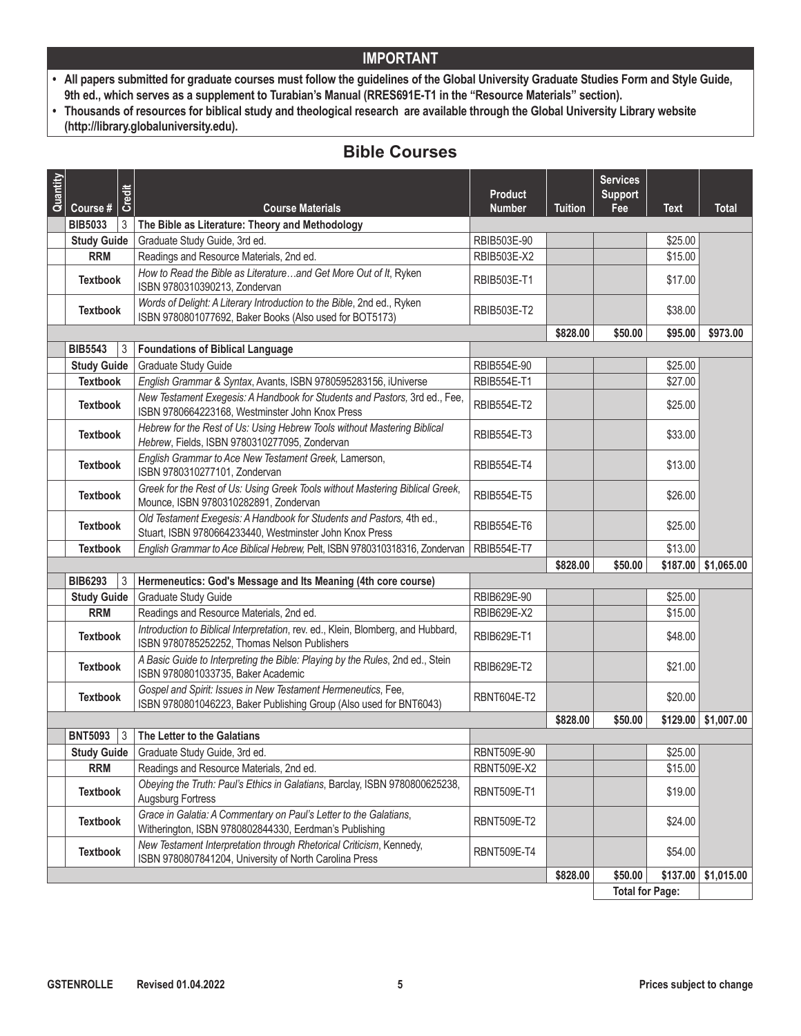## IMPORTANT

- **All papers submitted for graduate courses must follow the guidelines of the Global University Graduate Studies Form and Style Guide, 9th ed., which serves as a supplement to Turabian's Manual (RRES691E-T1 in the "Resource Materials" section).**
- **Thousands of resources for biblical study and theological research are available through the Global University Library website (http://library.globaluniversity.edu).**

## Bible Courses

| Quantity | Course # | Credit | Course Materials | Product Number | Tuition | Services Support Fee | Text | Total |
|---|---|---|---|---|---|---|---|---|
| | **BIB5033** | 3 | **The Bible as Literature: Theory and Methodology** | | | | | |
| | **Study Guide** | | Graduate Study Guide, 3rd ed. | RBIB503E-90 | | | $25.00 | |
| | **RRM** | | Readings and Resource Materials, 2nd ed. | RBIB503E-X2 | | | $15.00 | |
| | **Textbook** | | *How to Read the Bible as Literature…and Get More Out of It*, Ryken ISBN 9780310390213, Zondervan | RBIB503E-T1 | | | $17.00 | |
| | **Textbook** | | *Words of Delight: A Literary Introduction to the Bible*, 2nd ed., Ryken ISBN 9780801077692, Baker Books (Also used for BOT5173) | RBIB503E-T2 | | | $38.00 | |
| | | | | | **$828.00** | **$50.00** | **$95.00** | **$973.00** |
| | **BIB5543** | 3 | **Foundations of Biblical Language** | | | | | |
| | **Study Guide** | | Graduate Study Guide | RBIB554E-90 | | | $25.00 | |
| | **Textbook** | | *English Grammar & Syntax*, Avants, ISBN 9780595283156, iUniverse | RBIB554E-T1 | | | $27.00 | |
| | **Textbook** | | *New Testament Exegesis: A Handbook for Students and Pastors,* 3rd ed., Fee, ISBN 9780664223168, Westminster John Knox Press | RBIB554E-T2 | | | $25.00 | |
| | **Textbook** | | *Hebrew for the Rest of Us: Using Hebrew Tools without Mastering Biblical Hebrew*, Fields, ISBN 9780310277095, Zondervan | RBIB554E-T3 | | | $33.00 | |
| | **Textbook** | | *English Grammar to Ace New Testament Greek,* Lamerson, ISBN 9780310277101, Zondervan | RBIB554E-T4 | | | $13.00 | |
| | **Textbook** | | *Greek for the Rest of Us: Using Greek Tools without Mastering Biblical Greek*, Mounce, ISBN 9780310282891, Zondervan | RBIB554E-T5 | | | $26.00 | |
| | **Textbook** | | *Old Testament Exegesis: A Handbook for Students and Pastors,* 4th ed., Stuart, ISBN 9780664233440, Westminster John Knox Press | RBIB554E-T6 | | | $25.00 | |
| | **Textbook** | | *English Grammar to Ace Biblical Hebrew,* Pelt, ISBN 9780310318316, Zondervan | RBIB554E-T7 | | | $13.00 | |
| | | | | | **$828.00** | **$50.00** | **$187.00** | **$1,065.00** |
| | **BIB6293** | 3 | **Hermeneutics: God's Message and Its Meaning (4th core course)** | | | | | |
| | **Study Guide** | | Graduate Study Guide | RBIB629E-90 | | | $25.00 | |
| | **RRM** | | Readings and Resource Materials, 2nd ed. | RBIB629E-X2 | | | $15.00 | |
| | **Textbook** | | *Introduction to Biblical Interpretation*, rev. ed., Klein, Blomberg, and Hubbard, ISBN 9780785252252, Thomas Nelson Publishers | RBIB629E-T1 | | | $48.00 | |
| | **Textbook** | | *A Basic Guide to Interpreting the Bible: Playing by the Rules*, 2nd ed., Stein ISBN 9780801033735, Baker Academic | RBIB629E-T2 | | | $21.00 | |
| | **Textbook** | | *Gospel and Spirit: Issues in New Testament Hermeneutics*, Fee, ISBN 9780801046223, Baker Publishing Group (Also used for BNT6043) | RBNT604E-T2 | | | $20.00 | |
| | | | | | **$828.00** | **$50.00** | **$129.00** | **$1,007.00** |
| | **BNT5093** | 3 | **The Letter to the Galatians** | | | | | |
| | **Study Guide** | | Graduate Study Guide, 3rd ed. | RBNT509E-90 | | | $25.00 | |
| | **RRM** | | Readings and Resource Materials, 2nd ed. | RBNT509E-X2 | | | $15.00 | |
| | **Textbook** | | *Obeying the Truth: Paul's Ethics in Galatians*, Barclay, ISBN 9780800625238, Augsburg Fortress | RBNT509E-T1 | | | $19.00 | |
| | **Textbook** | | *Grace in Galatia: A Commentary on Paul's Letter to the Galatians*, Witherington, ISBN 9780802844330, Eerdman's Publishing | RBNT509E-T2 | | | $24.00 | |
| | **Textbook** | | *New Testament Interpretation through Rhetorical Criticism*, Kennedy, ISBN 9780807841204, University of North Carolina Press | RBNT509E-T4 | | | $54.00 | |
| | | | | | **$828.00** | **$50.00** | **$137.00** | **$1,015.00** |
| | | | | | | **Total for Page:** | | |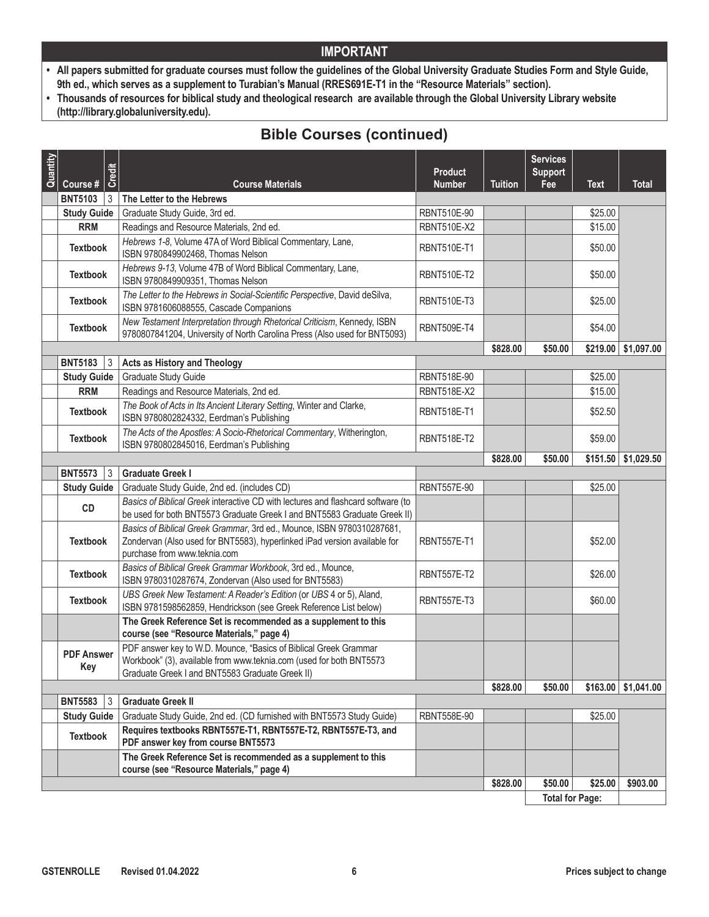## IMPORTANT

- **All papers submitted for graduate courses must follow the guidelines of the Global University Graduate Studies Form and Style Guide, 9th ed., which serves as a supplement to Turabian's Manual (RRES691E-T1 in the "Resource Materials" section).**
- **Thousands of resources for biblical study and theological research are available through the Global University Library website (http://library.globaluniversity.edu).**

# Bible Courses (continued)

| Quantity | Course # | Credit | Course Materials | Product Number | Tuition | Services Support Fee | Text | Total |
|---|---|---|---|---|---|---|---|---|
| | **BNT5103** | 3 | **The Letter to the Hebrews** | | | | | |
| | **Study Guide** | | Graduate Study Guide, 3rd ed. | RBNT510E-90 | | | $25.00 | |
| | **RRM** | | Readings and Resource Materials, 2nd ed. | RBNT510E-X2 | | | $15.00 | |
| | **Textbook** | | *Hebrews 1-8*, Volume 47A of Word Biblical Commentary, Lane, ISBN 9780849902468, Thomas Nelson | RBNT510E-T1 | | | $50.00 | |
| | **Textbook** | | *Hebrews 9-13*, Volume 47B of Word Biblical Commentary, Lane, ISBN 9780849909351, Thomas Nelson | RBNT510E-T2 | | | $50.00 | |
| | **Textbook** | | *The Letter to the Hebrews in Social-Scientific Perspective*, David deSilva, ISBN 9781606088555, Cascade Companions | RBNT510E-T3 | | | $25.00 | |
| | **Textbook** | | *New Testament Interpretation through Rhetorical Criticism*, Kennedy, ISBN 9780807841204, University of North Carolina Press (Also used for BNT5093) | RBNT509E-T4 | | | $54.00 | |
| | | | | | **$828.00** | **$50.00** | **$219.00** | **$1,097.00** |
| | **BNT5183** | 3 | **Acts as History and Theology** | | | | | |
| | **Study Guide** | | Graduate Study Guide | RBNT518E-90 | | | $25.00 | |
| | **RRM** | | Readings and Resource Materials, 2nd ed. | RBNT518E-X2 | | | $15.00 | |
| | **Textbook** | | *The Book of Acts in Its Ancient Literary Setting*, Winter and Clarke, ISBN 9780802824332, Eerdman's Publishing | RBNT518E-T1 | | | $52.50 | |
| | **Textbook** | | *The Acts of the Apostles: A Socio-Rhetorical Commentary*, Witherington, ISBN 9780802845016, Eerdman's Publishing | RBNT518E-T2 | | | $59.00 | |
| | | | | | **$828.00** | **$50.00** | **$151.50** | **$1,029.50** |
| | **BNT5573** | 3 | **Graduate Greek I** | | | | | |
| | **Study Guide** | | Graduate Study Guide, 2nd ed. (includes CD) | RBNT557E-90 | | | $25.00 | |
| | **CD** | | *Basics of Biblical Greek* interactive CD with lectures and flashcard software (to be used for both BNT5573 Graduate Greek I and BNT5583 Graduate Greek II) | | | | | |
| | **Textbook** | | *Basics of Biblical Greek Grammar*, 3rd ed., Mounce, ISBN 9780310287681, Zondervan (Also used for BNT5583), hyperlinked iPad version available for purchase from www.teknia.com | RBNT557E-T1 | | | $52.00 | |
| | **Textbook** | | *Basics of Biblical Greek Grammar Workbook*, 3rd ed., Mounce, ISBN 9780310287674, Zondervan (Also used for BNT5583) | RBNT557E-T2 | | | $26.00 | |
| | **Textbook** | | *UBS Greek New Testament: A Reader's Edition* (or *UBS* 4 or 5), Aland, ISBN 9781598562859, Hendrickson (see Greek Reference List below) | RBNT557E-T3 | | | $60.00 | |
| | | | **The Greek Reference Set is recommended as a supplement to this course (see "Resource Materials," page 4)** | | | | | |
| | **PDF Answer Key** | | PDF answer key to W.D. Mounce, "Basics of Biblical Greek Grammar Workbook" (3), available from www.teknia.com (used for both BNT5573 Graduate Greek I and BNT5583 Graduate Greek II) | | | | | |
| | | | | | **$828.00** | **$50.00** | **$163.00** | **$1,041.00** |
| | **BNT5583** | 3 | **Graduate Greek II** | | | | | |
| | **Study Guide** | | Graduate Study Guide, 2nd ed. (CD furnished with BNT5573 Study Guide) | RBNT558E-90 | | | $25.00 | |
| | **Textbook** | | **Requires textbooks RBNT557E-T1, RBNT557E-T2, RBNT557E-T3, and PDF answer key from course BNT5573** | | | | | |
| | | | **The Greek Reference Set is recommended as a supplement to this course (see "Resource Materials," page 4)** | | | | | |
| | | | | | **$828.00** | **$50.00** | **$25.00** | **$903.00** |
| | | | | | | **Total for Page:** | | |

GSTENROLLE Revised 01.04.2022

Prices subject to change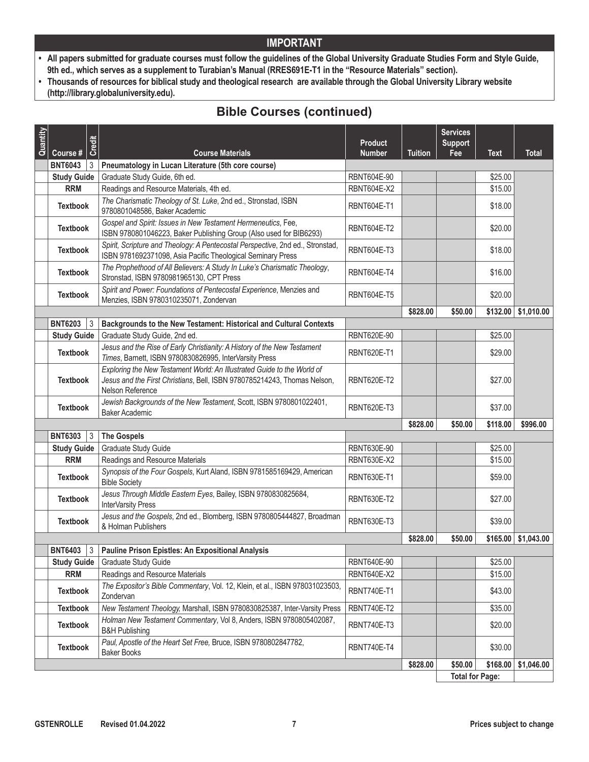## IMPORTANT

- **All papers submitted for graduate courses must follow the guidelines of the Global University Graduate Studies Form and Style Guide, 9th ed., which serves as a supplement to Turabian's Manual (RRES691E-T1 in the "Resource Materials" section).**
- **Thousands of resources for biblical study and theological research are available through the Global University Library website (http://library.globaluniversity.edu).**

# Bible Courses (continued)

| Quantity | Course # | Credit | Course Materials | Product Number | Tuition | Services Support Fee | Text | Total |
|---|---|---|---|---|---|---|---|---|
| | **BNT6043** | 3 | **Pneumatology in Lucan Literature (5th core course)** | | | | | |
| | **Study Guide** | | Graduate Study Guide, 6th ed. | RBNT604E-90 | | | $25.00 | |
| | **RRM** | | Readings and Resource Materials, 4th ed. | RBNT604E-X2 | | | $15.00 | |
| | **Textbook** | | *The Charismatic Theology of St. Luke*, 2nd ed., Stronstad, ISBN 9780801048586, Baker Academic | RBNT604E-T1 | | | $18.00 | |
| | **Textbook** | | *Gospel and Spirit: Issues in New Testament Hermeneutics*, Fee, ISBN 9780801046223, Baker Publishing Group (Also used for BIB6293) | RBNT604E-T2 | | | $20.00 | |
| | **Textbook** | | *Spirit, Scripture and Theology: A Pentecostal Perspective*, 2nd ed., Stronstad, ISBN 9781692371098, Asia Pacific Theological Seminary Press | RBNT604E-T3 | | | $18.00 | |
| | **Textbook** | | *The Prophethood of All Believers: A Study In Luke's Charismatic Theology*, Stronstad, ISBN 9780981965130, CPT Press | RBNT604E-T4 | | | $16.00 | |
| | **Textbook** | | *Spirit and Power: Foundations of Pentecostal Experience*, Menzies and Menzies, ISBN 9780310235071, Zondervan | RBNT604E-T5 | | | $20.00 | |
| | | | | | **$828.00** | **$50.00** | **$132.00** | **$1,010.00** |
| | **BNT6203** | 3 | **Backgrounds to the New Testament: Historical and Cultural Contexts** | | | | | |
| | **Study Guide** | | Graduate Study Guide, 2nd ed. | RBNT620E-90 | | | $25.00 | |
| | **Textbook** | | *Jesus and the Rise of Early Christianity: A History of the New Testament Times*, Barnett, ISBN 9780830826995, InterVarsity Press | RBNT620E-T1 | | | $29.00 | |
| | **Textbook** | | *Exploring the New Testament World: An Illustrated Guide to the World of Jesus and the First Christians*, Bell, ISBN 9780785214243, Thomas Nelson, Nelson Reference | RBNT620E-T2 | | | $27.00 | |
| | **Textbook** | | *Jewish Backgrounds of the New Testament*, Scott, ISBN 9780801022401, Baker Academic | RBNT620E-T3 | | | $37.00 | |
| | | | | | **$828.00** | **$50.00** | **$118.00** | **$996.00** |
| | **BNT6303** | 3 | **The Gospels** | | | | | |
| | **Study Guide** | | Graduate Study Guide | RBNT630E-90 | | | $25.00 | |
| | **RRM** | | Readings and Resource Materials | RBNT630E-X2 | | | $15.00 | |
| | **Textbook** | | *Synopsis of the Four Gospels*, Kurt Aland, ISBN 9781585169429, American Bible Society | RBNT630E-T1 | | | $59.00 | |
| | **Textbook** | | *Jesus Through Middle Eastern Eyes*, Bailey, ISBN 9780830825684, InterVarsity Press | RBNT630E-T2 | | | $27.00 | |
| | **Textbook** | | *Jesus and the Gospels*, 2nd ed., Blomberg, ISBN 9780805444827, Broadman & Holman Publishers | RBNT630E-T3 | | | $39.00 | |
| | | | | | **$828.00** | **$50.00** | **$165.00** | **$1,043.00** |
| | **BNT6403** | 3 | **Pauline Prison Epistles: An Expositional Analysis** | | | | | |
| | **Study Guide** | | Graduate Study Guide | RBNT640E-90 | | | $25.00 | |
| | **RRM** | | Readings and Resource Materials | RBNT640E-X2 | | | $15.00 | |
| | **Textbook** | | *The Expositor's Bible Commentary*, Vol. 12, Klein, et al., ISBN 978031023503, Zondervan | RBNT740E-T1 | | | $43.00 | |
| | **Textbook** | | *New Testament Theology,* Marshall, ISBN 9780830825387, Inter-Varsity Press | RBNT740E-T2 | | | $35.00 | |
| | **Textbook** | | *Holman New Testament Commentary*, Vol 8, Anders, ISBN 9780805402087, B&H Publishing | RBNT740E-T3 | | | $20.00 | |
| | **Textbook** | | *Paul, Apostle of the Heart Set Free,* Bruce, ISBN 9780802847782, Baker Books | RBNT740E-T4 | | | $30.00 | |
| | | | | | **$828.00** | **$50.00** | **$168.00** | **$1,046.00** |
| | | | | | | **Total for Page:** | | |

**GSTENROLLE** **Revised 01.04.2022** **Prices subject to change**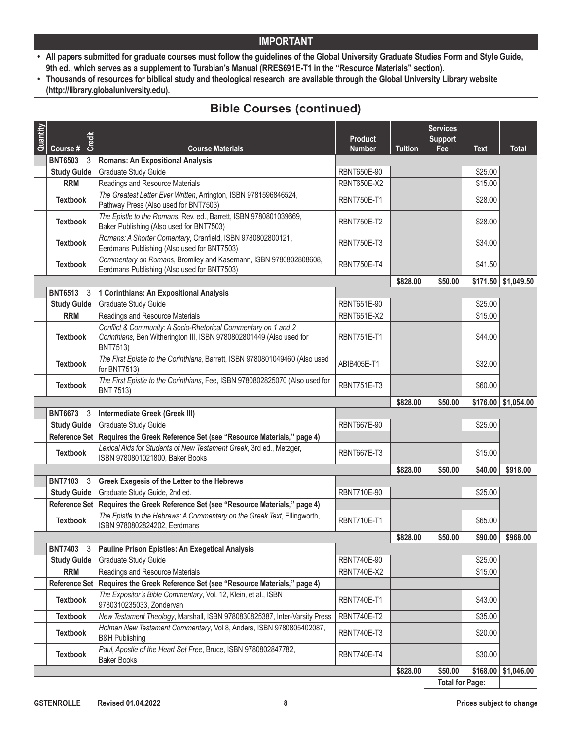## IMPORTANT

- **All papers submitted for graduate courses must follow the guidelines of the Global University Graduate Studies Form and Style Guide, 9th ed., which serves as a supplement to Turabian's Manual (RRES691E-T1 in the "Resource Materials" section).**
- **Thousands of resources for biblical study and theological research are available through the Global University Library website (http://library.globaluniversity.edu).**

# Bible Courses (continued)

| Quantity | Course # | Credit | Course Materials | Product Number | Tuition | Services Support Fee | Text | Total |
|---|---|---|---|---|---|---|---|---|
| | **BNT6503** | 3 | **Romans: An Expositional Analysis** | | | | | |
| | **Study Guide** | | Graduate Study Guide | RBNT650E-90 | | | $25.00 | |
| | **RRM** | | Readings and Resource Materials | RBNT650E-X2 | | | $15.00 | |
| | **Textbook** | | *The Greatest Letter Ever Written*, Arrington, ISBN 9781596846524, Pathway Press (Also used for BNT7503) | RBNT750E-T1 | | | $28.00 | |
| | **Textbook** | | *The Epistle to the Romans*, Rev. ed., Barrett, ISBN 9780801039669, Baker Publishing (Also used for BNT7503) | RBNT750E-T2 | | | $28.00 | |
| | **Textbook** | | *Romans: A Shorter Comentary*, Cranfield, ISBN 9780802800121, Eerdmans Publishing (Also used for BNT7503) | RBNT750E-T3 | | | $34.00 | |
| | **Textbook** | | *Commentary on Romans*, Bromiley and Kasemann, ISBN 9780802808608, Eerdmans Publishing (Also used for BNT7503) | RBNT750E-T4 | | | $41.50 | |
| | | | | | **$828.00** | **$50.00** | **$171.50** | **$1,049.50** |
| | **BNT6513** | 3 | **1 Corinthians: An Expositional Analysis** | | | | | |
| | **Study Guide** | | Graduate Study Guide | RBNT651E-90 | | | $25.00 | |
| | **RRM** | | Readings and Resource Materials | RBNT651E-X2 | | | $15.00 | |
| | **Textbook** | | *Conflict & Community: A Socio-Rhetorical Commentary on 1 and 2 Corinthians,* Ben Witherington III, ISBN 9780802801449 (Also used for BNT7513) | RBNT751E-T1 | | | $44.00 | |
| | **Textbook** | | *The First Epistle to the Corinthians,* Barrett, ISBN 9780801049460 (Also used for BNT7513) | ABIB405E-T1 | | | $32.00 | |
| | **Textbook** | | *The First Epistle to the Corinthians*, Fee, ISBN 9780802825070 (Also used for BNT 7513) | RBNT751E-T3 | | | $60.00 | |
| | | | | | **$828.00** | **$50.00** | **$176.00** | **$1,054.00** |
| | **BNT6673** | 3 | **Intermediate Greek (Greek III)** | | | | | |
| | **Study Guide** | | Graduate Study Guide | RBNT667E-90 | | | $25.00 | |
| | **Reference Set** | | **Requires the Greek Reference Set (see "Resource Materials," page 4)** | | | | | |
| | **Textbook** | | *Lexical Aids for Students of New Testament Greek,* 3rd ed., Metzger, ISBN 9780801021800, Baker Books | RBNT667E-T3 | | | $15.00 | |
| | | | | | **$828.00** | **$50.00** | **$40.00** | **$918.00** |
| | **BNT7103** | 3 | **Greek Exegesis of the Letter to the Hebrews** | | | | | |
| | **Study Guide** | | Graduate Study Guide, 2nd ed. | RBNT710E-90 | | | $25.00 | |
| | **Reference Set** | | **Requires the Greek Reference Set (see "Resource Materials," page 4)** | | | | | |
| | **Textbook** | | *The Epistle to the Hebrews: A Commentary on the Greek Text*, Ellingworth, ISBN 9780802824202, Eerdmans | RBNT710E-T1 | | | $65.00 | |
| | | | | | **$828.00** | **$50.00** | **$90.00** | **$968.00** |
| | **BNT7403** | 3 | **Pauline Prison Epistles: An Exegetical Analysis** | | | | | |
| | **Study Guide** | | Graduate Study Guide | RBNT740E-90 | | | $25.00 | |
| | **RRM** | | Readings and Resource Materials | RBNT740E-X2 | | | $15.00 | |
| | **Reference Set** | | **Requires the Greek Reference Set (see "Resource Materials," page 4)** | | | | | |
| | **Textbook** | | *The Expositor's Bible Commentary*, Vol. 12, Klein, et al., ISBN 9780310235033, Zondervan | RBNT740E-T1 | | | $43.00 | |
| | **Textbook** | | *New Testament Theology*, Marshall, ISBN 9780830825387, Inter-Varsity Press | RBNT740E-T2 | | | $35.00 | |
| | **Textbook** | | *Holman New Testament Commentary*, Vol 8, Anders, ISBN 9780805402087, B&H Publishing | RBNT740E-T3 | | | $20.00 | |
| | **Textbook** | | *Paul, Apostle of the Heart Set Free*, Bruce, ISBN 9780802847782, Baker Books | RBNT740E-T4 | | | $30.00 | |
| | | | | | **$828.00** | **$50.00** | **$168.00** | **$1,046.00** |
| | | | | | | **Total for Page:** | | |

**GSTENROLLE** **Revised 01.04.2022** **Prices subject to change**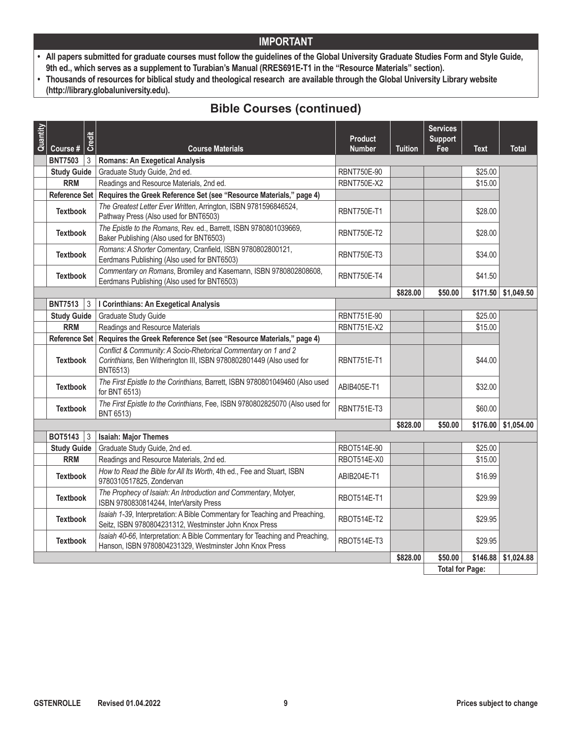## IMPORTANT

- **All papers submitted for graduate courses must follow the guidelines of the Global University Graduate Studies Form and Style Guide, 9th ed., which serves as a supplement to Turabian's Manual (RRES691E-T1 in the "Resource Materials" section).**
- **Thousands of resources for biblical study and theological research are available through the Global University Library website (http://library.globaluniversity.edu).**

## Bible Courses (continued)

| Quantity | Course # | Credit | Course Materials | Product Number | Tuition | Services Support Fee | Text | Total |
|---|---|---|---|---|---|---|---|---|
| | **BNT7503** | 3 | **Romans: An Exegetical Analysis** | | | | | |
| | **Study Guide** | | Graduate Study Guide, 2nd ed. | RBNT750E-90 | | | $25.00 | |
| | **RRM** | | Readings and Resource Materials, 2nd ed. | RBNT750E-X2 | | | $15.00 | |
| | **Reference Set** | | **Requires the Greek Reference Set (see "Resource Materials," page 4)** | | | | | |
| | **Textbook** | | *The Greatest Letter Ever Written*, Arrington, ISBN 9781596846524, Pathway Press (Also used for BNT6503) | RBNT750E-T1 | | | $28.00 | |
| | **Textbook** | | *The Epistle to the Romans*, Rev. ed., Barrett, ISBN 9780801039669, Baker Publishing (Also used for BNT6503) | RBNT750E-T2 | | | $28.00 | |
| | **Textbook** | | *Romans: A Shorter Comentary*, Cranfield, ISBN 9780802800121, Eerdmans Publishing (Also used for BNT6503) | RBNT750E-T3 | | | $34.00 | |
| | **Textbook** | | *Commentary on Romans*, Bromiley and Kasemann, ISBN 9780802808608, Eerdmans Publishing (Also used for BNT6503) | RBNT750E-T4 | | | $41.50 | |
| | | | | | **$828.00** | **$50.00** | **$171.50** | **$1,049.50** |
| | **BNT7513** | 3 | **I Corinthians: An Exegetical Analysis** | | | | | |
| | **Study Guide** | | Graduate Study Guide | RBNT751E-90 | | | $25.00 | |
| | **RRM** | | Readings and Resource Materials | RBNT751E-X2 | | | $15.00 | |
| | **Reference Set** | | **Requires the Greek Reference Set (see "Resource Materials," page 4)** | | | | | |
| | **Textbook** | | *Conflict & Community: A Socio-Rhetorical Commentary on 1 and 2 Corinthians,* Ben Witherington III, ISBN 9780802801449 (Also used for BNT6513) | RBNT751E-T1 | | | $44.00 | |
| | **Textbook** | | *The First Epistle to the Corinthians,* Barrett, ISBN 9780801049460 (Also used for BNT 6513) | ABIB405E-T1 | | | $32.00 | |
| | **Textbook** | | *The First Epistle to the Corinthians*, Fee, ISBN 9780802825070 (Also used for BNT 6513) | RBNT751E-T3 | | | $60.00 | |
| | | | | | **$828.00** | **$50.00** | **$176.00** | **$1,054.00** |
| | **BOT5143** | 3 | **Isaiah: Major Themes** | | | | | |
| | **Study Guide** | | Graduate Study Guide, 2nd ed. | RBOT514E-90 | | | $25.00 | |
| | **RRM** | | Readings and Resource Materials, 2nd ed. | RBOT514E-X0 | | | $15.00 | |
| | **Textbook** | | *How to Read the Bible for All Its Worth*, 4th ed., Fee and Stuart, ISBN 9780310517825, Zondervan | ABIB204E-T1 | | | $16.99 | |
| | **Textbook** | | *The Prophecy of Isaiah: An Introduction and Commentary*, Motyer, ISBN 9780830814244, InterVarsity Press | RBOT514E-T1 | | | $29.99 | |
| | **Textbook** | | *Isaiah 1-39*, Interpretation: A Bible Commentary for Teaching and Preaching, Seitz, ISBN 9780804231312, Westminster John Knox Press | RBOT514E-T2 | | | $29.95 | |
| | **Textbook** | | *Isaiah 40-66*, Interpretation: A Bible Commentary for Teaching and Preaching, Hanson, ISBN 9780804231329, Westminster John Knox Press | RBOT514E-T3 | | | $29.95 | |
| | | | | | **$828.00** | **$50.00** | **$146.88** | **$1,024.88** |
| | | | | | | **Total for Page:** | | |

GSTENROLLE Revised 01.04.2022 Prices subject to change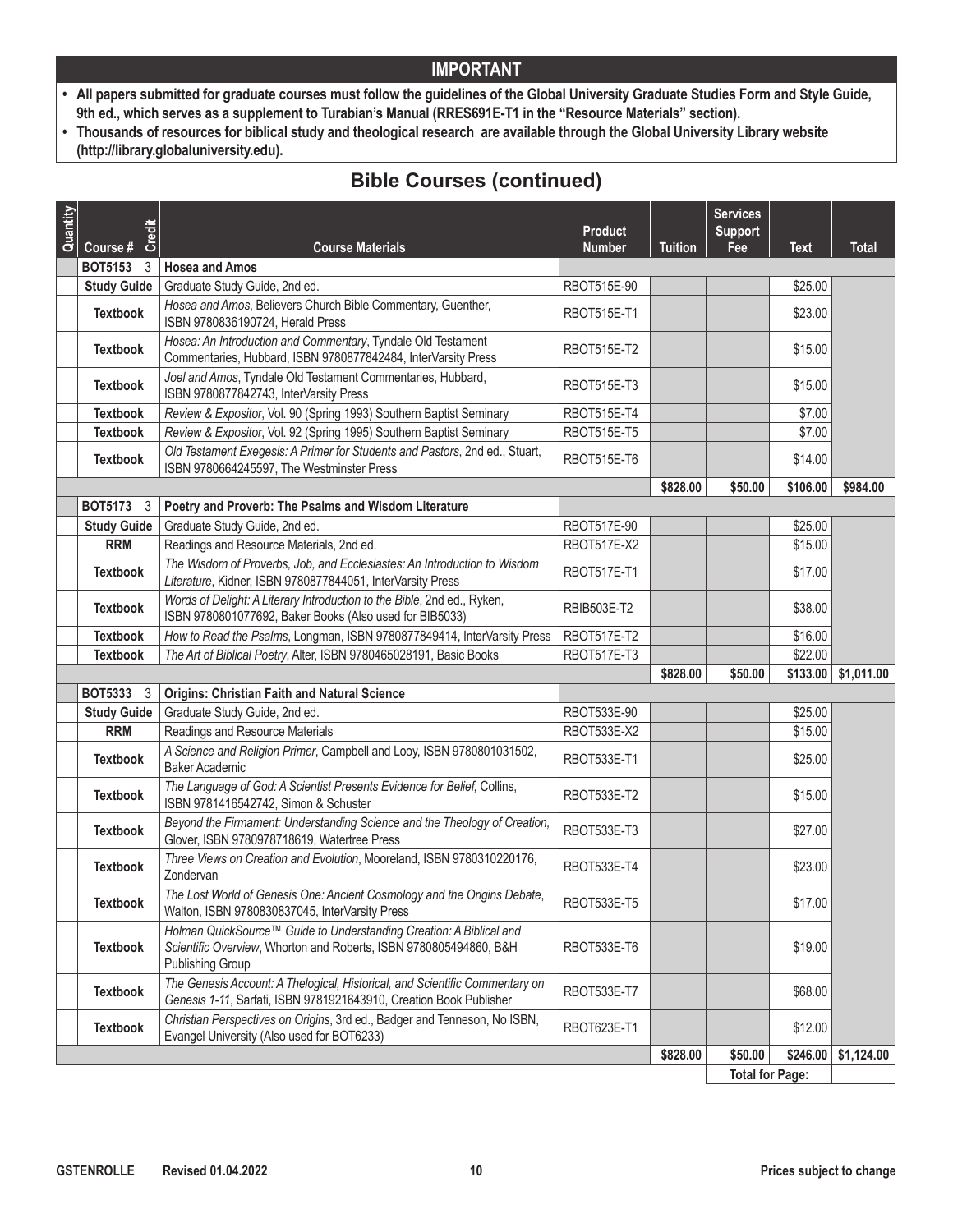## IMPORTANT

- **All papers submitted for graduate courses must follow the guidelines of the Global University Graduate Studies Form and Style Guide, 9th ed., which serves as a supplement to Turabian's Manual (RRES691E-T1 in the "Resource Materials" section).**
- **Thousands of resources for biblical study and theological research are available through the Global University Library website (http://library.globaluniversity.edu).**

# Bible Courses (continued)

| Quantity | Course # | Credit | Course Materials | Product Number | Tuition | Services Support Fee | Text | Total |
|---|---|---|---|---|---|---|---|---|
| | **BOT5153** | 3 | **Hosea and Amos** | | | | | |
| | **Study Guide** | | Graduate Study Guide, 2nd ed. | RBOT515E-90 | | | $25.00 | |
| | **Textbook** | | *Hosea and Amos*, Believers Church Bible Commentary, Guenther, ISBN 9780836190724, Herald Press | RBOT515E-T1 | | | $23.00 | |
| | **Textbook** | | *Hosea: An Introduction and Commentary*, Tyndale Old Testament Commentaries, Hubbard, ISBN 9780877842484, InterVarsity Press | RBOT515E-T2 | | | $15.00 | |
| | **Textbook** | | *Joel and Amos*, Tyndale Old Testament Commentaries, Hubbard, ISBN 9780877842743, InterVarsity Press | RBOT515E-T3 | | | $15.00 | |
| | **Textbook** | | *Review & Expositor*, Vol. 90 (Spring 1993) Southern Baptist Seminary | RBOT515E-T4 | | | $7.00 | |
| | **Textbook** | | *Review & Expositor*, Vol. 92 (Spring 1995) Southern Baptist Seminary | RBOT515E-T5 | | | $7.00 | |
| | **Textbook** | | *Old Testament Exegesis: A Primer for Students and Pastors*, 2nd ed., Stuart, ISBN 9780664245597, The Westminster Press | RBOT515E-T6 | | | $14.00 | |
| | | | | | **$828.00** | **$50.00** | **$106.00** | **$984.00** |
| | **BOT5173** | 3 | **Poetry and Proverb: The Psalms and Wisdom Literature** | | | | | |
| | **Study Guide** | | Graduate Study Guide, 2nd ed. | RBOT517E-90 | | | $25.00 | |
| | **RRM** | | Readings and Resource Materials, 2nd ed. | RBOT517E-X2 | | | $15.00 | |
| | **Textbook** | | *The Wisdom of Proverbs, Job, and Ecclesiastes: An Introduction to Wisdom Literature*, Kidner, ISBN 9780877844051, InterVarsity Press | RBOT517E-T1 | | | $17.00 | |
| | **Textbook** | | *Words of Delight: A Literary Introduction to the Bible*, 2nd ed., Ryken, ISBN 9780801077692, Baker Books (Also used for BIB5033) | RBIB503E-T2 | | | $38.00 | |
| | **Textbook** | | *How to Read the Psalms*, Longman, ISBN 9780877849414, InterVarsity Press | RBOT517E-T2 | | | $16.00 | |
| | **Textbook** | | *The Art of Biblical Poetry*, Alter, ISBN 9780465028191, Basic Books | RBOT517E-T3 | | | $22.00 | |
| | | | | | **$828.00** | **$50.00** | **$133.00** | **$1,011.00** |
| | **BOT5333** | 3 | **Origins: Christian Faith and Natural Science** | | | | | |
| | **Study Guide** | | Graduate Study Guide, 2nd ed. | RBOT533E-90 | | | $25.00 | |
| | **RRM** | | Readings and Resource Materials | RBOT533E-X2 | | | $15.00 | |
| | **Textbook** | | *A Science and Religion Primer*, Campbell and Looy, ISBN 9780801031502, Baker Academic | RBOT533E-T1 | | | $25.00 | |
| | **Textbook** | | *The Language of God: A Scientist Presents Evidence for Belief,* Collins, ISBN 9781416542742, Simon & Schuster | RBOT533E-T2 | | | $15.00 | |
| | **Textbook** | | *Beyond the Firmament: Understanding Science and the Theology of Creation,* Glover, ISBN 9780978718619, Watertree Press | RBOT533E-T3 | | | $27.00 | |
| | **Textbook** | | *Three Views on Creation and Evolution*, Mooreland, ISBN 9780310220176, Zondervan | RBOT533E-T4 | | | $23.00 | |
| | **Textbook** | | *The Lost World of Genesis One: Ancient Cosmology and the Origins Debate,* Walton, ISBN 9780830837045, InterVarsity Press | RBOT533E-T5 | | | $17.00 | |
| | **Textbook** | | *Holman QuickSource™ Guide to Understanding Creation: A Biblical and Scientific Overview*, Whorton and Roberts, ISBN 9780805494860, B&H Publishing Group | RBOT533E-T6 | | | $19.00 | |
| | **Textbook** | | *The Genesis Account: A Thelogical, Historical, and Scientific Commentary on Genesis 1-11*, Sarfati, ISBN 9781921643910, Creation Book Publisher | RBOT533E-T7 | | | $68.00 | |
| | **Textbook** | | *Christian Perspectives on Origins*, 3rd ed., Badger and Tenneson, No ISBN, Evangel University (Also used for BOT6233) | RBOT623E-T1 | | | $12.00 | |
| | | | | | **$828.00** | **$50.00** | **$246.00** | **$1,124.00** |
| | | | | | | **Total for Page:** | | |

GSTENROLLE Revised 01.04.2022 Prices subject to change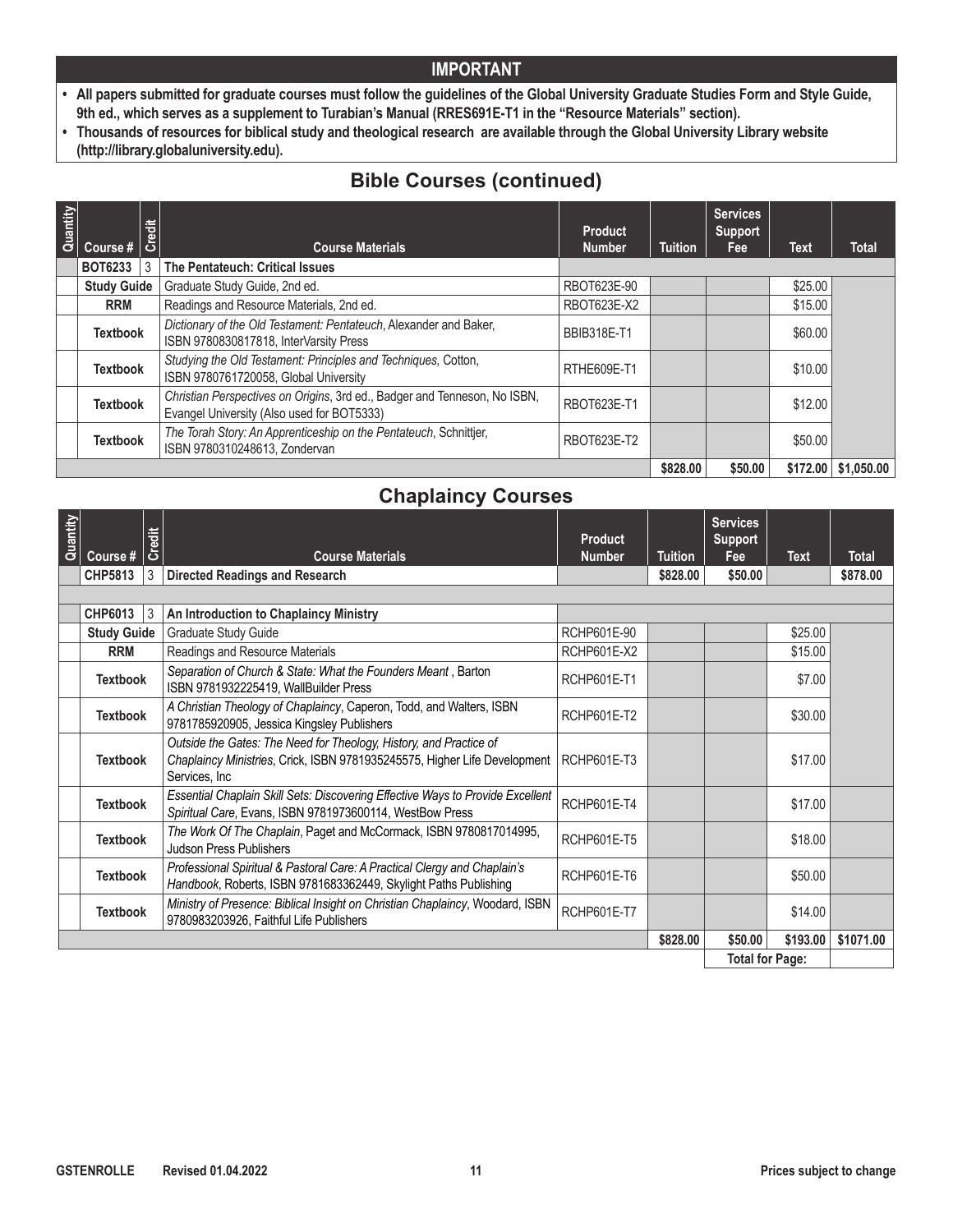## IMPORTANT

- **All papers submitted for graduate courses must follow the guidelines of the Global University Graduate Studies Form and Style Guide, 9th ed., which serves as a supplement to Turabian's Manual (RRES691E-T1 in the "Resource Materials" section).**
- **Thousands of resources for biblical study and theological research are available through the Global University Library website (http://library.globaluniversity.edu).**

## Bible Courses (continued)

| Quantity | Course # | Credit | Course Materials | Product Number | Tuition | Services Support Fee | Text | Total |
|---|---|---|---|---|---|---|---|---|
| | **BOT6233** | 3 | **The Pentateuch: Critical Issues** | | | | | |
| | **Study Guide** | | Graduate Study Guide, 2nd ed. | RBOT623E-90 | | | $25.00 | |
| | **RRM** | | Readings and Resource Materials, 2nd ed. | RBOT623E-X2 | | | $15.00 | |
| | **Textbook** | | *Dictionary of the Old Testament: Pentateuch*, Alexander and Baker, ISBN 9780830817818, InterVarsity Press | BBIB318E-T1 | | | $60.00 | |
| | **Textbook** | | *Studying the Old Testament: Principles and Techniques,* Cotton, ISBN 9780761720058, Global University | RTHE609E-T1 | | | $10.00 | |
| | **Textbook** | | *Christian Perspectives on Origins*, 3rd ed., Badger and Tenneson, No ISBN, Evangel University (Also used for BOT5333) | RBOT623E-T1 | | | $12.00 | |
| | **Textbook** | | *The Torah Story: An Apprenticeship on the Pentateuch*, Schnittjer, ISBN 9780310248613, Zondervan | RBOT623E-T2 | | | $50.00 | |
| | | | | | **$828.00** | **$50.00** | **$172.00** | **$1,050.00** |

## Chaplaincy Courses

| Quantity | Course # | Credit | Course Materials | Product Number | Tuition | Services Support Fee | Text | Total |
|---|---|---|---|---|---|---|---|---|
| | **CHP5813** | 3 | **Directed Readings and Research** | | **$828.00** | **$50.00** | | **$878.00** |
| | | | | | | | | |
| | **CHP6013** | 3 | **An Introduction to Chaplaincy Ministry** | | | | | |
| | **Study Guide** | | Graduate Study Guide | RCHP601E-90 | | | $25.00 | |
| | **RRM** | | Readings and Resource Materials | RCHP601E-X2 | | | $15.00 | |
| | **Textbook** | | *Separation of Church & State: What the Founders Meant* , Barton ISBN 9781932225419, WallBuilder Press | RCHP601E-T1 | | | $7.00 | |
| | **Textbook** | | *A Christian Theology of Chaplaincy*, Caperon, Todd, and Walters, ISBN 9781785920905, Jessica Kingsley Publishers | RCHP601E-T2 | | | $30.00 | |
| | **Textbook** | | *Outside the Gates: The Need for Theology, History, and Practice of Chaplaincy Ministries*, Crick, ISBN 9781935245575, Higher Life Development Services, Inc | RCHP601E-T3 | | | $17.00 | |
| | **Textbook** | | *Essential Chaplain Skill Sets: Discovering Effective Ways to Provide Excellent Spiritual Care*, Evans, ISBN 9781973600114, WestBow Press | RCHP601E-T4 | | | $17.00 | |
| | **Textbook** | | *The Work Of The Chaplain*, Paget and McCormack, ISBN 9780817014995, Judson Press Publishers | RCHP601E-T5 | | | $18.00 | |
| | **Textbook** | | *Professional Spiritual & Pastoral Care: A Practical Clergy and Chaplain's Handbook*, Roberts, ISBN 9781683362449, Skylight Paths Publishing | RCHP601E-T6 | | | $50.00 | |
| | **Textbook** | | *Ministry of Presence: Biblical Insight on Christian Chaplaincy*, Woodard, ISBN 9780983203926, Faithful Life Publishers | RCHP601E-T7 | | | $14.00 | |
| | | | | | **$828.00** | **$50.00** | **$193.00** | **$1071.00** |
| | | | | | | **Total for Page:** | | |

GSTENROLLE Revised 01.04.2022 Prices subject to change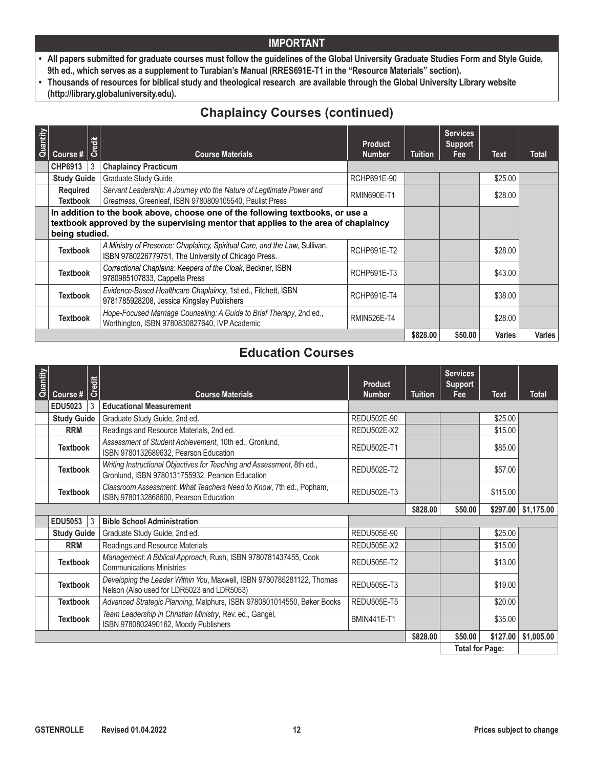## IMPORTANT

- **All papers submitted for graduate courses must follow the guidelines of the Global University Graduate Studies Form and Style Guide, 9th ed., which serves as a supplement to Turabian's Manual (RRES691E-T1 in the "Resource Materials" section).**
- **Thousands of resources for biblical study and theological research are available through the Global University Library website (http://library.globaluniversity.edu).**

## Chaplaincy Courses (continued)

| Quantity | Course # | Credit | Course Materials | Product Number | Tuition | Services Support Fee | Text | Total |
|---|---|---|---|---|---|---|---|---|
| | **CHP6913** | 3 | **Chaplaincy Practicum** | | | | | |
| | **Study Guide** | | Graduate Study Guide | RCHP691E-90 | | | $25.00 | |
| | **Required Textbook** | | *Servant Leadership: A Journey into the Nature of Legitimate Power and Greatness*, Greenleaf, ISBN 9780809105540, Paulist Press | RMIN690E-T1 | | | $28.00 | |
| | **In addition to the book above, choose one of the following textbooks, or use a textbook approved by the supervising mentor that applies to the area of chaplaincy being studied.** | | | | | | | |
| | **Textbook** | | *A Ministry of Presence: Chaplaincy, Spiritual Care, and the Law*, Sullivan, ISBN 9780226779751, The University of Chicago Press. | RCHP691E-T2 | | | $28.00 | |
| | **Textbook** | | *Correctional Chaplains: Keepers of the Cloak*, Beckner, ISBN 9780985107833, Cappella Press | RCHP691E-T3 | | | $43.00 | |
| | **Textbook** | | *Evidence-Based Healthcare Chaplaincy*, 1st ed., Fitchett, ISBN 9781785928208, Jessica Kingsley Publishers | RCHP691E-T4 | | | $38.00 | |
| | **Textbook** | | *Hope-Focused Marriage Counseling: A Guide to Brief Therapy*, 2nd ed., Worthington, ISBN 9780830827640, IVP Academic | RMIN526E-T4 | | | $28.00 | |
| | | | | | **$828.00** | **$50.00** | **Varies** | **Varies** |

## Education Courses

| Quantity | Course # | Credit | Course Materials | Product Number | Tuition | Services Support Fee | Text | Total |
|---|---|---|---|---|---|---|---|---|
| | **EDU5023** | 3 | **Educational Measurement** | | | | | |
| | **Study Guide** | | Graduate Study Guide, 2nd ed. | REDU502E-90 | | | $25.00 | |
| | **RRM** | | Readings and Resource Materials, 2nd ed. | REDU502E-X2 | | | $15.00 | |
| | **Textbook** | | *Assessment of Student Achievement*, 10th ed., Gronlund, ISBN 9780132689632, Pearson Education | REDU502E-T1 | | | $85.00 | |
| | **Textbook** | | *Writing Instructional Objectives for Teaching and Assessment*, 8th ed., Gronlund, ISBN 9780131755932, Pearson Education | REDU502E-T2 | | | $57.00 | |
| | **Textbook** | | *Classroom Assessment: What Teachers Need to Know*, 7th ed., Popham, ISBN 9780132868600, Pearson Education | REDU502E-T3 | | | $115.00 | |
| | | | | | **$828.00** | **$50.00** | **$297.00** | **$1,175.00** |
| | **EDU5053** | 3 | **Bible School Administration** | | | | | |
| | **Study Guide** | | Graduate Study Guide, 2nd ed. | REDU505E-90 | | | $25.00 | |
| | **RRM** | | Readings and Resource Materials | REDU505E-X2 | | | $15.00 | |
| | **Textbook** | | *Management: A Biblical Approach*, Rush, ISBN 9780781437455, Cook Communications Ministries | REDU505E-T2 | | | $13.00 | |
| | **Textbook** | | *Developing the Leader Within You*, Maxwell, ISBN 9780785281122, Thomas Nelson (Also used for LDR5023 and LDR5053) | REDU505E-T3 | | | $19.00 | |
| | **Textbook** | | *Advanced Strategic Planning*, Malphurs, ISBN 9780801014550, Baker Books | REDU505E-T5 | | | $20.00 | |
| | **Textbook** | | *Team Leadership in Christian Ministry*, Rev. ed., Gangel, ISBN 9780802490162, Moody Publishers | BMIN441E-T1 | | | $35.00 | |
| | | | | | **$828.00** | **$50.00** | **$127.00** | **$1,005.00** |
| | | | | | | **Total for Page:** | | |

GSTENROLLE Revised 01.04.2022

Prices subject to change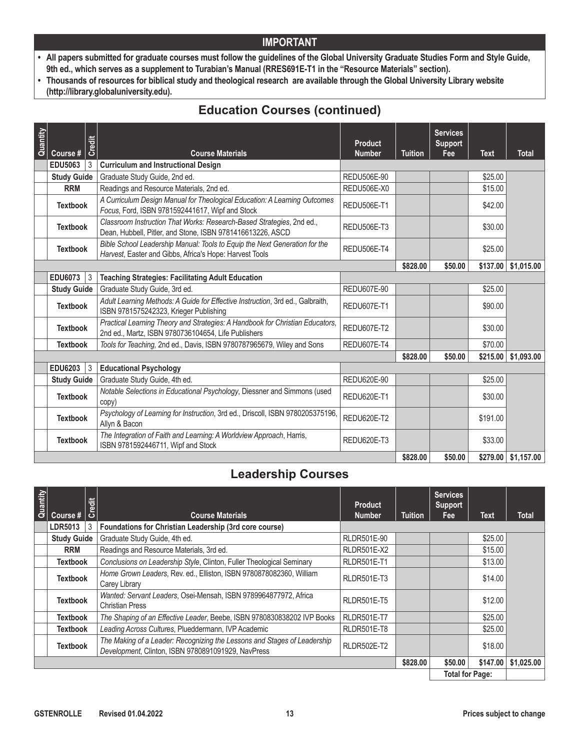## IMPORTANT

- **All papers submitted for graduate courses must follow the guidelines of the Global University Graduate Studies Form and Style Guide, 9th ed., which serves as a supplement to Turabian's Manual (RRES691E-T1 in the "Resource Materials" section).**
- **Thousands of resources for biblical study and theological research are available through the Global University Library website (http://library.globaluniversity.edu).**

## Education Courses (continued)

| Quantity | Course # | Credit | Course Materials | Product Number | Tuition | Services Support Fee | Text | Total |
|---|---|---|---|---|---|---|---|---|
| | **EDU5063** | 3 | **Curriculum and Instructional Design** | | | | | |
| | **Study Guide** | | Graduate Study Guide, 2nd ed. | REDU506E-90 | | | $25.00 | |
| | **RRM** | | Readings and Resource Materials, 2nd ed. | REDU506E-X0 | | | $15.00 | |
| | **Textbook** | | *A Curriculum Design Manual for Theological Education: A Learning Outcomes Focus*, Ford, ISBN 9781592441617, Wipf and Stock | REDU506E-T1 | | | $42.00 | |
| | **Textbook** | | *Classroom Instruction That Works: Research-Based Strategies*, 2nd ed., Dean, Hubbell, Pitler, and Stone, ISBN 9781416613226, ASCD | REDU506E-T3 | | | $30.00 | |
| | **Textbook** | | *Bible School Leadership Manual: Tools to Equip the Next Generation for the Harvest*, Easter and Gibbs, Africa's Hope: Harvest Tools | REDU506E-T4 | | | $25.00 | |
| | | | | | **$828.00** | **$50.00** | **$137.00** | **$1,015.00** |
| | **EDU6073** | 3 | **Teaching Strategies: Facilitating Adult Education** | | | | | |
| | **Study Guide** | | Graduate Study Guide, 3rd ed. | REDU607E-90 | | | $25.00 | |
| | **Textbook** | | *Adult Learning Methods: A Guide for Effective Instruction*, 3rd ed., Galbraith, ISBN 9781575242323, Krieger Publishing | REDU607E-T1 | | | $90.00 | |
| | **Textbook** | | *Practical Learning Theory and Strategies: A Handbook for Christian Educators*, 2nd ed., Martz, ISBN 9780736104654, Life Publishers | REDU607E-T2 | | | $30.00 | |
| | **Textbook** | | *Tools for Teaching,* 2nd ed., Davis, ISBN 9780787965679, Wiley and Sons | REDU607E-T4 | | | $70.00 | |
| | | | | | **$828.00** | **$50.00** | **$215.00** | **$1,093.00** |
| | **EDU6203** | 3 | **Educational Psychology** | | | | | |
| | **Study Guide** | | Graduate Study Guide, 4th ed. | REDU620E-90 | | | $25.00 | |
| | **Textbook** | | *Notable Selections in Educational Psychology*, Diessner and Simmons (used copy) | REDU620E-T1 | | | $30.00 | |
| | **Textbook** | | *Psychology of Learning for Instruction*, 3rd ed., Driscoll, ISBN 9780205375196, Allyn & Bacon | REDU620E-T2 | | | $191.00 | |
| | **Textbook** | | *The Integration of Faith and Learning: A Worldview Approach*, Harris, ISBN 9781592446711, Wipf and Stock | REDU620E-T3 | | | $33.00 | |
| | | | | | **$828.00** | **$50.00** | **$279.00** | **$1,157.00** |

## Leadership Courses

| Quantity | Course # | Credit | Course Materials | Product Number | Tuition | Services Support Fee | Text | Total |
|---|---|---|---|---|---|---|---|---|
| | **LDR5013** | 3 | **Foundations for Christian Leadership (3rd core course)** | | | | | |
| | **Study Guide** | | Graduate Study Guide, 4th ed. | RLDR501E-90 | | | $25.00 | |
| | **RRM** | | Readings and Resource Materials, 3rd ed. | RLDR501E-X2 | | | $15.00 | |
| | **Textbook** | | *Conclusions on Leadership Style*, Clinton, Fuller Theological Seminary | RLDR501E-T1 | | | $13.00 | |
| | **Textbook** | | *Home Grown Leaders*, Rev. ed., Elliston, ISBN 9780878082360, William Carey Library | RLDR501E-T3 | | | $14.00 | |
| | **Textbook** | | *Wanted: Servant Leaders*, Osei-Mensah, ISBN 9789964877972, Africa Christian Press | RLDR501E-T5 | | | $12.00 | |
| | **Textbook** | | *The Shaping of an Effective Leader*, Beebe, ISBN 9780830838202 IVP Books | RLDR501E-T7 | | | $25.00 | |
| | **Textbook** | | *Leading Across Cultures*, Plueddermann, IVP Academic | RLDR501E-T8 | | | $25.00 | |
| | **Textbook** | | *The Making of a Leader: Recognizing the Lessons and Stages of Leadership Development*, Clinton, ISBN 9780891091929, NavPress | RLDR502E-T2 | | | $18.00 | |
| | | | | | **$828.00** | **$50.00** | **$147.00** | **$1,025.00** |
| | | | | | | **Total for Page:** | | |

GSTENROLLE Revised 01.04.2022 Prices subject to change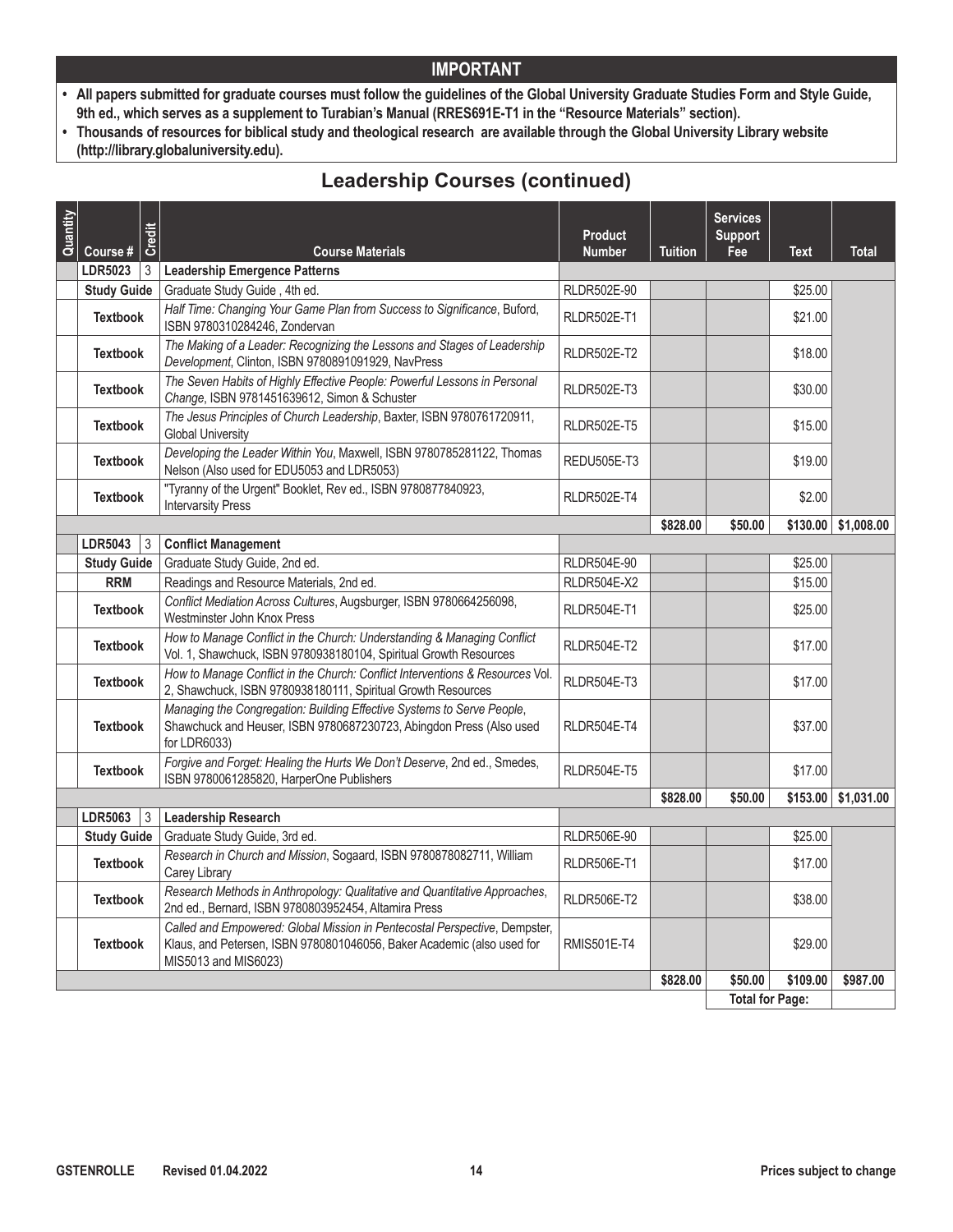## IMPORTANT

- **All papers submitted for graduate courses must follow the guidelines of the Global University Graduate Studies Form and Style Guide, 9th ed., which serves as a supplement to Turabian's Manual (RRES691E-T1 in the "Resource Materials" section).**
- **Thousands of resources for biblical study and theological research are available through the Global University Library website (http://library.globaluniversity.edu).**

## Leadership Courses (continued)

| Quantity | Course # | Credit | Course Materials | Product Number | Tuition | Services Support Fee | Text | Total |
|---|---|---|---|---|---|---|---|---|
| | **LDR5023** | 3 | **Leadership Emergence Patterns** | | | | | |
| | **Study Guide** | | Graduate Study Guide , 4th ed. | RLDR502E-90 | | | $25.00 | |
| | **Textbook** | | *Half Time: Changing Your Game Plan from Success to Significance*, Buford, ISBN 9780310284246, Zondervan | RLDR502E-T1 | | | $21.00 | |
| | **Textbook** | | *The Making of a Leader: Recognizing the Lessons and Stages of Leadership Development*, Clinton, ISBN 9780891091929, NavPress | RLDR502E-T2 | | | $18.00 | |
| | **Textbook** | | *The Seven Habits of Highly Effective People: Powerful Lessons in Personal Change*, ISBN 9781451639612, Simon & Schuster | RLDR502E-T3 | | | $30.00 | |
| | **Textbook** | | *The Jesus Principles of Church Leadership*, Baxter, ISBN 9780761720911, Global University | RLDR502E-T5 | | | $15.00 | |
| | **Textbook** | | *Developing the Leader Within You*, Maxwell, ISBN 9780785281122, Thomas Nelson (Also used for EDU5053 and LDR5053) | REDU505E-T3 | | | $19.00 | |
| | **Textbook** | | "Tyranny of the Urgent" Booklet, Rev ed., ISBN 9780877840923, Intervarsity Press | RLDR502E-T4 | | | $2.00 | |
| | | | | | **$828.00** | **$50.00** | **$130.00** | **$1,008.00** |
| | **LDR5043** | 3 | **Conflict Management** | | | | | |
| | **Study Guide** | | Graduate Study Guide, 2nd ed. | RLDR504E-90 | | | $25.00 | |
| | **RRM** | | Readings and Resource Materials, 2nd ed. | RLDR504E-X2 | | | $15.00 | |
| | **Textbook** | | *Conflict Mediation Across Cultures*, Augsburger, ISBN 9780664256098, Westminster John Knox Press | RLDR504E-T1 | | | $25.00 | |
| | **Textbook** | | *How to Manage Conflict in the Church: Understanding & Managing Conflict* Vol. 1, Shawchuck, ISBN 9780938180104, Spiritual Growth Resources | RLDR504E-T2 | | | $17.00 | |
| | **Textbook** | | *How to Manage Conflict in the Church: Conflict Interventions & Resources* Vol. 2, Shawchuck, ISBN 9780938180111, Spiritual Growth Resources | RLDR504E-T3 | | | $17.00 | |
| | **Textbook** | | *Managing the Congregation: Building Effective Systems to Serve People*, Shawchuck and Heuser, ISBN 9780687230723, Abingdon Press (Also used for LDR6033) | RLDR504E-T4 | | | $37.00 | |
| | **Textbook** | | *Forgive and Forget: Healing the Hurts We Don't Deserve*, 2nd ed., Smedes, ISBN 9780061285820, HarperOne Publishers | RLDR504E-T5 | | | $17.00 | |
| | | | | | **$828.00** | **$50.00** | **$153.00** | **$1,031.00** |
| | **LDR5063** | 3 | **Leadership Research** | | | | | |
| | **Study Guide** | | Graduate Study Guide, 3rd ed. | RLDR506E-90 | | | $25.00 | |
| | **Textbook** | | *Research in Church and Mission*, Sogaard, ISBN 9780878082711, William Carey Library | RLDR506E-T1 | | | $17.00 | |
| | **Textbook** | | *Research Methods in Anthropology: Qualitative and Quantitative Approaches*, 2nd ed., Bernard, ISBN 9780803952454, Altamira Press | RLDR506E-T2 | | | $38.00 | |
| | **Textbook** | | *Called and Empowered: Global Mission in Pentecostal Perspective*, Dempster, Klaus, and Petersen, ISBN 9780801046056, Baker Academic (also used for MIS5013 and MIS6023) | RMIS501E-T4 | | | $29.00 | |
| | | | | | **$828.00** | **$50.00** | **$109.00** | **$987.00** |
| | | | | | | **Total for Page:** | | |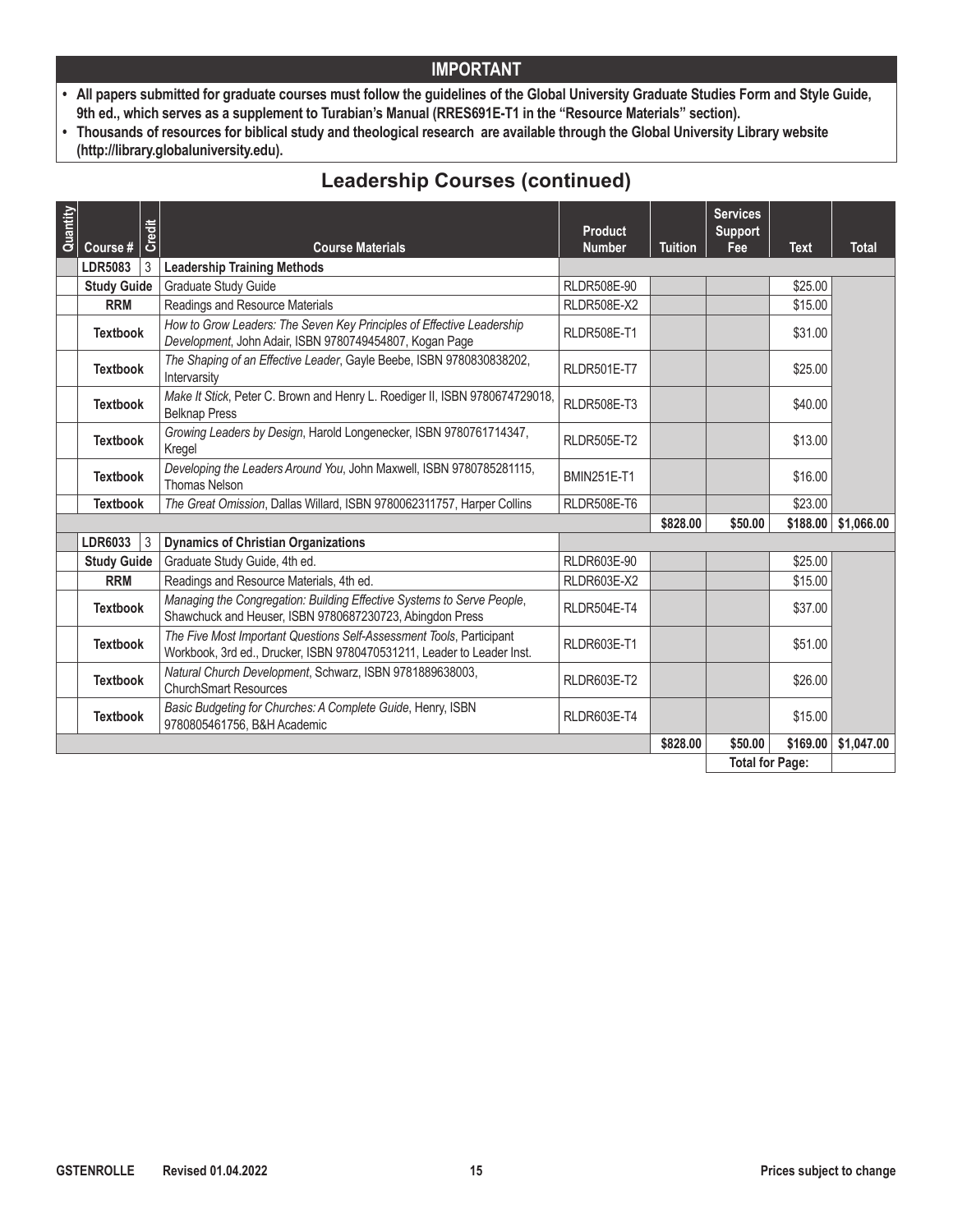**IMPORTANT**

- **All papers submitted for graduate courses must follow the guidelines of the Global University Graduate Studies Form and Style Guide, 9th ed., which serves as a supplement to Turabian's Manual (RRES691E-T1 in the "Resource Materials" section).**
- **Thousands of resources for biblical study and theological research are available through the Global University Library website (http://library.globaluniversity.edu).**

## Leadership Courses (continued)

| Quantity | Course # | Credit | Course Materials | Product Number | Tuition | Services Support Fee | Text | Total |
|---|---|---|---|---|---|---|---|---|
| | **LDR5083** | 3 | **Leadership Training Methods** | | | | | |
| | **Study Guide** | | Graduate Study Guide | RLDR508E-90 | | | $25.00 | |
| | **RRM** | | Readings and Resource Materials | RLDR508E-X2 | | | $15.00 | |
| | **Textbook** | | *How to Grow Leaders: The Seven Key Principles of Effective Leadership Development*, John Adair, ISBN 9780749454807, Kogan Page | RLDR508E-T1 | | | $31.00 | |
| | **Textbook** | | *The Shaping of an Effective Leader*, Gayle Beebe, ISBN 9780830838202, Intervarsity | RLDR501E-T7 | | | $25.00 | |
| | **Textbook** | | *Make It Stick*, Peter C. Brown and Henry L. Roediger II, ISBN 9780674729018, Belknap Press | RLDR508E-T3 | | | $40.00 | |
| | **Textbook** | | *Growing Leaders by Design*, Harold Longenecker, ISBN 9780761714347, Kregel | RLDR505E-T2 | | | $13.00 | |
| | **Textbook** | | *Developing the Leaders Around You*, John Maxwell, ISBN 9780785281115, Thomas Nelson | BMIN251E-T1 | | | $16.00 | |
| | **Textbook** | | *The Great Omission*, Dallas Willard, ISBN 9780062311757, Harper Collins | RLDR508E-T6 | | | $23.00 | |
| | | | | | **$828.00** | **$50.00** | **$188.00** | **$1,066.00** |
| | **LDR6033** | 3 | **Dynamics of Christian Organizations** | | | | | |
| | **Study Guide** | | Graduate Study Guide, 4th ed. | RLDR603E-90 | | | $25.00 | |
| | **RRM** | | Readings and Resource Materials, 4th ed. | RLDR603E-X2 | | | $15.00 | |
| | **Textbook** | | *Managing the Congregation: Building Effective Systems to Serve People*, Shawchuck and Heuser, ISBN 9780687230723, Abingdon Press | RLDR504E-T4 | | | $37.00 | |
| | **Textbook** | | *The Five Most Important Questions Self-Assessment Tools*, Participant Workbook, 3rd ed., Drucker, ISBN 9780470531211, Leader to Leader Inst. | RLDR603E-T1 | | | $51.00 | |
| | **Textbook** | | *Natural Church Development*, Schwarz, ISBN 9781889638003, ChurchSmart Resources | RLDR603E-T2 | | | $26.00 | |
| | **Textbook** | | *Basic Budgeting for Churches: A Complete Guide*, Henry, ISBN 9780805461756, B&H Academic | RLDR603E-T4 | | | $15.00 | |
| | | | | | **$828.00** | **$50.00** | **$169.00** | **$1,047.00** |
| | | | | | | **Total for Page:** | | |

GSTENROLLE Revised 01.04.2022

Prices subject to change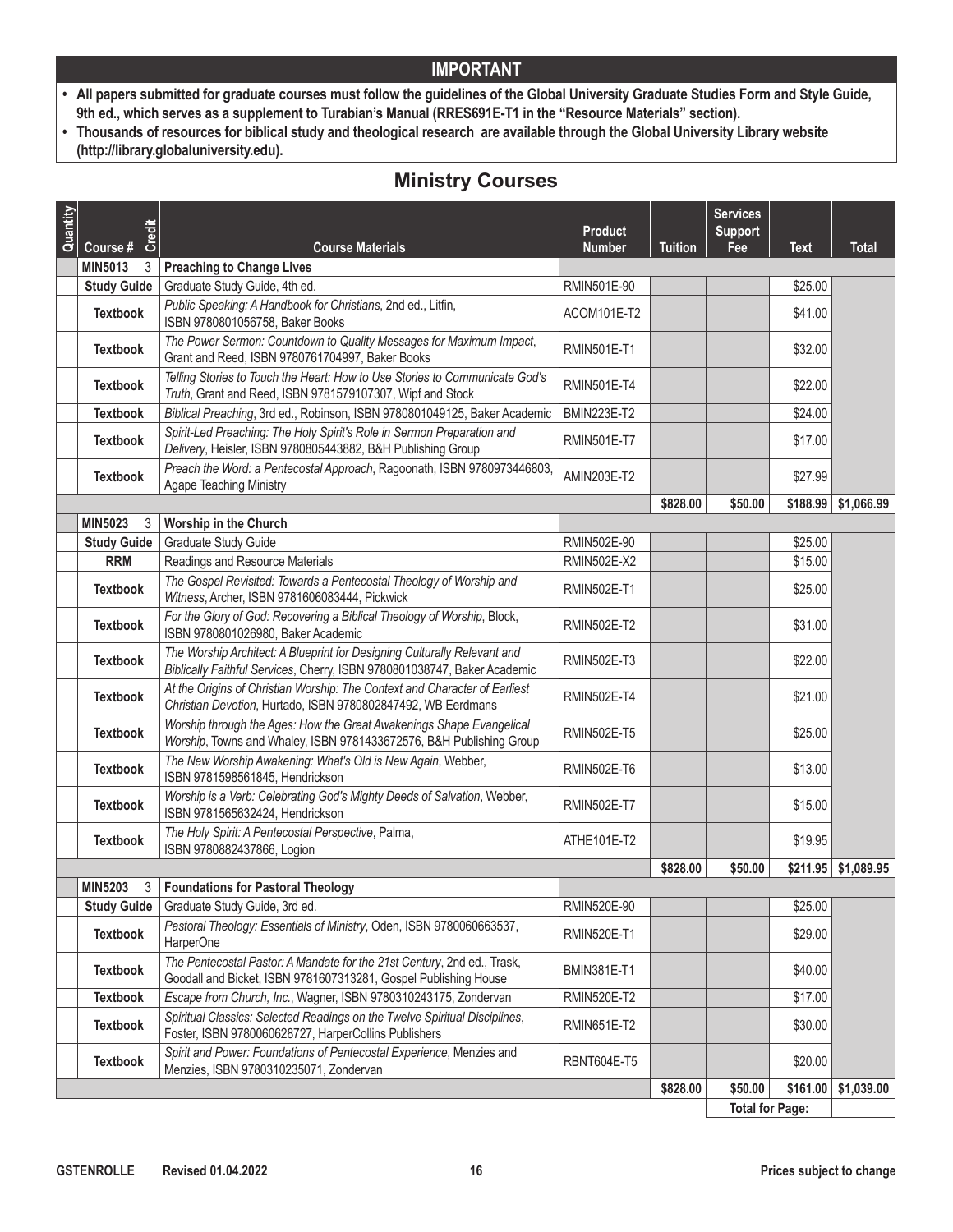## IMPORTANT

- **All papers submitted for graduate courses must follow the guidelines of the Global University Graduate Studies Form and Style Guide, 9th ed., which serves as a supplement to Turabian's Manual (RRES691E-T1 in the "Resource Materials" section).**
- **Thousands of resources for biblical study and theological research are available through the Global University Library website (http://library.globaluniversity.edu).**

# Ministry Courses

| Quantity | Course # | Credit | Course Materials | Product Number | Tuition | Services Support Fee | Text | Total |
|---|---|---|---|---|---|---|---|---|
| | **MIN5013** | 3 | **Preaching to Change Lives** | | | | | |
| | **Study Guide** | | Graduate Study Guide, 4th ed. | RMIN501E-90 | | | $25.00 | |
| | **Textbook** | | *Public Speaking: A Handbook for Christians*, 2nd ed., Litfin, ISBN 9780801056758, Baker Books | ACOM101E-T2 | | | $41.00 | |
| | **Textbook** | | *The Power Sermon: Countdown to Quality Messages for Maximum Impact*, Grant and Reed, ISBN 9780761704997, Baker Books | RMIN501E-T1 | | | $32.00 | |
| | **Textbook** | | *Telling Stories to Touch the Heart: How to Use Stories to Communicate God's Truth*, Grant and Reed, ISBN 9781579107307, Wipf and Stock | RMIN501E-T4 | | | $22.00 | |
| | **Textbook** | | *Biblical Preaching*, 3rd ed., Robinson, ISBN 9780801049125, Baker Academic | BMIN223E-T2 | | | $24.00 | |
| | **Textbook** | | *Spirit-Led Preaching: The Holy Spirit's Role in Sermon Preparation and Delivery*, Heisler, ISBN 9780805443882, B&H Publishing Group | RMIN501E-T7 | | | $17.00 | |
| | **Textbook** | | *Preach the Word: a Pentecostal Approach*, Ragoonath, ISBN 9780973446803, Agape Teaching Ministry | AMIN203E-T2 | | | $27.99 | |
| | | | | | **$828.00** | **$50.00** | **$188.99** | **$1,066.99** |
| | **MIN5023** | 3 | **Worship in the Church** | | | | | |
| | **Study Guide** | | Graduate Study Guide | RMIN502E-90 | | | $25.00 | |
| | **RRM** | | Readings and Resource Materials | RMIN502E-X2 | | | $15.00 | |
| | **Textbook** | | *The Gospel Revisited: Towards a Pentecostal Theology of Worship and Witness*, Archer, ISBN 9781606083444, Pickwick | RMIN502E-T1 | | | $25.00 | |
| | **Textbook** | | *For the Glory of God: Recovering a Biblical Theology of Worship*, Block, ISBN 9780801026980, Baker Academic | RMIN502E-T2 | | | $31.00 | |
| | **Textbook** | | *The Worship Architect: A Blueprint for Designing Culturally Relevant and Biblically Faithful Services*, Cherry, ISBN 9780801038747, Baker Academic | RMIN502E-T3 | | | $22.00 | |
| | **Textbook** | | *At the Origins of Christian Worship: The Context and Character of Earliest Christian Devotion*, Hurtado, ISBN 9780802847492, WB Eerdmans | RMIN502E-T4 | | | $21.00 | |
| | **Textbook** | | *Worship through the Ages: How the Great Awakenings Shape Evangelical Worship*, Towns and Whaley, ISBN 9781433672576, B&H Publishing Group | RMIN502E-T5 | | | $25.00 | |
| | **Textbook** | | *The New Worship Awakening: What's Old is New Again*, Webber, ISBN 9781598561845, Hendrickson | RMIN502E-T6 | | | $13.00 | |
| | **Textbook** | | *Worship is a Verb: Celebrating God's Mighty Deeds of Salvation*, Webber, ISBN 9781565632424, Hendrickson | RMIN502E-T7 | | | $15.00 | |
| | **Textbook** | | *The Holy Spirit: A Pentecostal Perspective*, Palma, ISBN 9780882437866, Logion | ATHE101E-T2 | | | $19.95 | |
| | | | | | **$828.00** | **$50.00** | **$211.95** | **$1,089.95** |
| | **MIN5203** | 3 | **Foundations for Pastoral Theology** | | | | | |
| | **Study Guide** | | Graduate Study Guide, 3rd ed. | RMIN520E-90 | | | $25.00 | |
| | **Textbook** | | *Pastoral Theology: Essentials of Ministry*, Oden, ISBN 9780060663537, HarperOne | RMIN520E-T1 | | | $29.00 | |
| | **Textbook** | | *The Pentecostal Pastor: A Mandate for the 21st Century*, 2nd ed., Trask, Goodall and Bicket, ISBN 9781607313281, Gospel Publishing House | BMIN381E-T1 | | | $40.00 | |
| | **Textbook** | | *Escape from Church, Inc.*, Wagner, ISBN 9780310243175, Zondervan | RMIN520E-T2 | | | $17.00 | |
| | **Textbook** | | *Spiritual Classics: Selected Readings on the Twelve Spiritual Disciplines*, Foster, ISBN 9780060628727, HarperCollins Publishers | RMIN651E-T2 | | | $30.00 | |
| | **Textbook** | | *Spirit and Power: Foundations of Pentecostal Experience*, Menzies and Menzies, ISBN 9780310235071, Zondervan | RBNT604E-T5 | | | $20.00 | |
| | | | | | **$828.00** | **$50.00** | **$161.00** | **$1,039.00** |
| | | | | | | **Total for Page:** | | |

GSTENROLLE Revised 01.04.2022 — Prices subject to change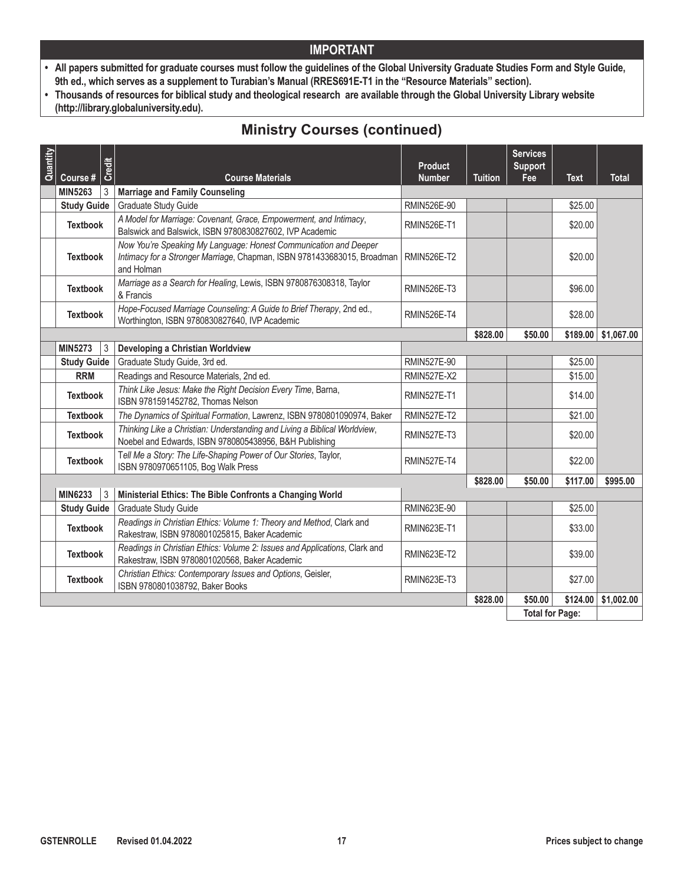## IMPORTANT

- **All papers submitted for graduate courses must follow the guidelines of the Global University Graduate Studies Form and Style Guide, 9th ed., which serves as a supplement to Turabian's Manual (RRES691E-T1 in the "Resource Materials" section).**
- **Thousands of resources for biblical study and theological research are available through the Global University Library website (http://library.globaluniversity.edu).**

# Ministry Courses (continued)

| Quantity | Course # | Credit | Course Materials | Product Number | Tuition | Services Support Fee | Text | Total |
|---|---|---|---|---|---|---|---|---|
| | **MIN5263** | 3 | **Marriage and Family Counseling** | | | | | |
| | **Study Guide** | | Graduate Study Guide | RMIN526E-90 | | | $25.00 | |
| | **Textbook** | | *A Model for Marriage: Covenant, Grace, Empowerment, and Intimacy*, Balswick and Balswick, ISBN 9780830827602, IVP Academic | RMIN526E-T1 | | | $20.00 | |
| | **Textbook** | | *Now You're Speaking My Language: Honest Communication and Deeper Intimacy for a Stronger Marriage*, Chapman, ISBN 9781433683015, Broadman and Holman | RMIN526E-T2 | | | $20.00 | |
| | **Textbook** | | *Marriage as a Search for Healing*, Lewis, ISBN 9780876308318, Taylor & Francis | RMIN526E-T3 | | | $96.00 | |
| | **Textbook** | | *Hope-Focused Marriage Counseling: A Guide to Brief Therapy*, 2nd ed., Worthington, ISBN 9780830827640, IVP Academic | RMIN526E-T4 | | | $28.00 | |
| | | | | | **$828.00** | **$50.00** | **$189.00** | **$1,067.00** |
| | **MIN5273** | 3 | **Developing a Christian Worldview** | | | | | |
| | **Study Guide** | | Graduate Study Guide, 3rd ed. | RMIN527E-90 | | | $25.00 | |
| | **RRM** | | Readings and Resource Materials, 2nd ed. | RMIN527E-X2 | | | $15.00 | |
| | **Textbook** | | *Think Like Jesus: Make the Right Decision Every Time*, Barna, ISBN 9781591452782, Thomas Nelson | RMIN527E-T1 | | | $14.00 | |
| | **Textbook** | | *The Dynamics of Spiritual Formation*, Lawrenz, ISBN 9780801090974, Baker | RMIN527E-T2 | | | $21.00 | |
| | **Textbook** | | *Thinking Like a Christian: Understanding and Living a Biblical Worldview*, Noebel and Edwards, ISBN 9780805438956, B&H Publishing | RMIN527E-T3 | | | $20.00 | |
| | **Textbook** | | *Tell Me a Story: The Life-Shaping Power of Our Stories*, Taylor, ISBN 9780970651105, Bog Walk Press | RMIN527E-T4 | | | $22.00 | |
| | | | | | **$828.00** | **$50.00** | **$117.00** | **$995.00** |
| | **MIN6233** | 3 | **Ministerial Ethics: The Bible Confronts a Changing World** | | | | | |
| | **Study Guide** | | Graduate Study Guide | RMIN623E-90 | | | $25.00 | |
| | **Textbook** | | *Readings in Christian Ethics: Volume 1: Theory and Method*, Clark and Rakestraw, ISBN 9780801025815, Baker Academic | RMIN623E-T1 | | | $33.00 | |
| | **Textbook** | | *Readings in Christian Ethics: Volume 2: Issues and Applications*, Clark and Rakestraw, ISBN 9780801020568, Baker Academic | RMIN623E-T2 | | | $39.00 | |
| | **Textbook** | | *Christian Ethics: Contemporary Issues and Options*, Geisler, ISBN 9780801038792, Baker Books | RMIN623E-T3 | | | $27.00 | |
| | | | | | **$828.00** | **$50.00** | **$124.00** | **$1,002.00** |
| | | | | | | **Total for Page:** | | |

GSTENROLLE Revised 01.04.2022 Prices subject to change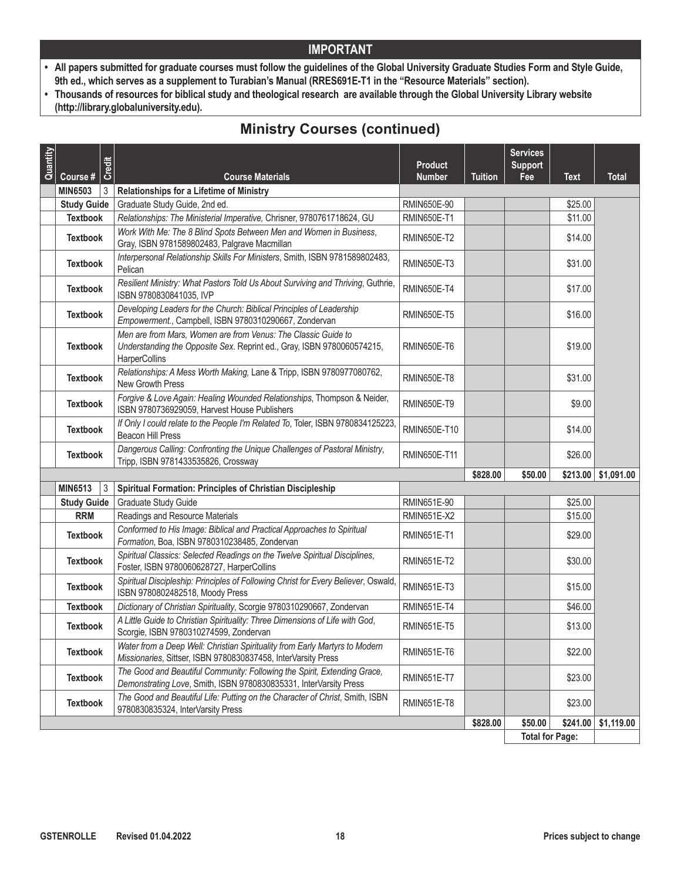## IMPORTANT

- **All papers submitted for graduate courses must follow the guidelines of the Global University Graduate Studies Form and Style Guide, 9th ed., which serves as a supplement to Turabian's Manual (RRES691E-T1 in the "Resource Materials" section).**
- **Thousands of resources for biblical study and theological research are available through the Global University Library website (http://library.globaluniversity.edu).**

# Ministry Courses (continued)

| Quantity | Course # | Credit | Course Materials | Product Number | Tuition | Services Support Fee | Text | Total |
|---|---|---|---|---|---|---|---|---|
| | **MIN6503** | 3 | **Relationships for a Lifetime of Ministry** | | | | | |
| | **Study Guide** | | Graduate Study Guide, 2nd ed. | RMIN650E-90 | | | $25.00 | |
| | **Textbook** | | *Relationships: The Ministerial Imperative,* Chrisner, 9780761718624, GU | RMIN650E-T1 | | | $11.00 | |
| | **Textbook** | | *Work With Me: The 8 Blind Spots Between Men and Women in Business*, Gray, ISBN 9781589802483, Palgrave Macmillan | RMIN650E-T2 | | | $14.00 | |
| | **Textbook** | | *Interpersonal Relationship Skills For Ministers*, Smith, ISBN 9781589802483, Pelican | RMIN650E-T3 | | | $31.00 | |
| | **Textbook** | | *Resilient Ministry: What Pastors Told Us About Surviving and Thriving*, Guthrie, ISBN 9780830841035, IVP | RMIN650E-T4 | | | $17.00 | |
| | **Textbook** | | *Developing Leaders for the Church: Biblical Principles of Leadership Empowerment.*, Campbell, ISBN 9780310290667, Zondervan | RMIN650E-T5 | | | $16.00 | |
| | **Textbook** | | *Men are from Mars, Women are from Venus: The Classic Guide to Understanding the Opposite Sex*. Reprint ed., Gray, ISBN 9780060574215, HarperCollins | RMIN650E-T6 | | | $19.00 | |
| | **Textbook** | | *Relationships: A Mess Worth Making,* Lane & Tripp, ISBN 9780977080762, New Growth Press | RMIN650E-T8 | | | $31.00 | |
| | **Textbook** | | *Forgive & Love Again: Healing Wounded Relationships*, Thompson & Neider, ISBN 9780736929059, Harvest House Publishers | RMIN650E-T9 | | | $9.00 | |
| | **Textbook** | | *If Only I could relate to the People I'm Related To*, Toler, ISBN 9780834125223, Beacon Hill Press | RMIN650E-T10 | | | $14.00 | |
| | **Textbook** | | *Dangerous Calling: Confronting the Unique Challenges of Pastoral Ministry*, Tripp, ISBN 9781433535826, Crossway | RMIN650E-T11 | | | $26.00 | |
| | | | | | **$828.00** | **$50.00** | **$213.00** | **$1,091.00** |
| | **MIN6513** | 3 | **Spiritual Formation: Principles of Christian Discipleship** | | | | | |
| | **Study Guide** | | Graduate Study Guide | RMIN651E-90 | | | $25.00 | |
| | **RRM** | | Readings and Resource Materials | RMIN651E-X2 | | | $15.00 | |
| | **Textbook** | | *Conformed to His Image: Biblical and Practical Approaches to Spiritual Formation*, Boa, ISBN 9780310238485, Zondervan | RMIN651E-T1 | | | $29.00 | |
| | **Textbook** | | *Spiritual Classics: Selected Readings on the Twelve Spiritual Disciplines*, Foster, ISBN 9780060628727, HarperCollins | RMIN651E-T2 | | | $30.00 | |
| | **Textbook** | | *Spiritual Discipleship: Principles of Following Christ for Every Believer*, Oswald, ISBN 9780802482518, Moody Press | RMIN651E-T3 | | | $15.00 | |
| | **Textbook** | | *Dictionary of Christian Spirituality*, Scorgie 9780310290667, Zondervan | RMIN651E-T4 | | | $46.00 | |
| | **Textbook** | | *A Little Guide to Christian Spirituality: Three Dimensions of Life with God*, Scorgie, ISBN 9780310274599, Zondervan | RMIN651E-T5 | | | $13.00 | |
| | **Textbook** | | *Water from a Deep Well: Christian Spirituality from Early Martyrs to Modern Missionaries*, Sittser, ISBN 9780830837458, InterVarsity Press | RMIN651E-T6 | | | $22.00 | |
| | **Textbook** | | *The Good and Beautiful Community: Following the Spirit, Extending Grace, Demonstrating Love*, Smith, ISBN 9780830835331, InterVarsity Press | RMIN651E-T7 | | | $23.00 | |
| | **Textbook** | | *The Good and Beautiful Life: Putting on the Character of Christ*, Smith, ISBN 9780830835324, InterVarsity Press | RMIN651E-T8 | | | $23.00 | |
| | | | | | **$828.00** | **$50.00** | **$241.00** | **$1,119.00** |
| | | | | | | **Total for Page:** | | |

GSTENROLLE Revised 01.04.2022 Prices subject to change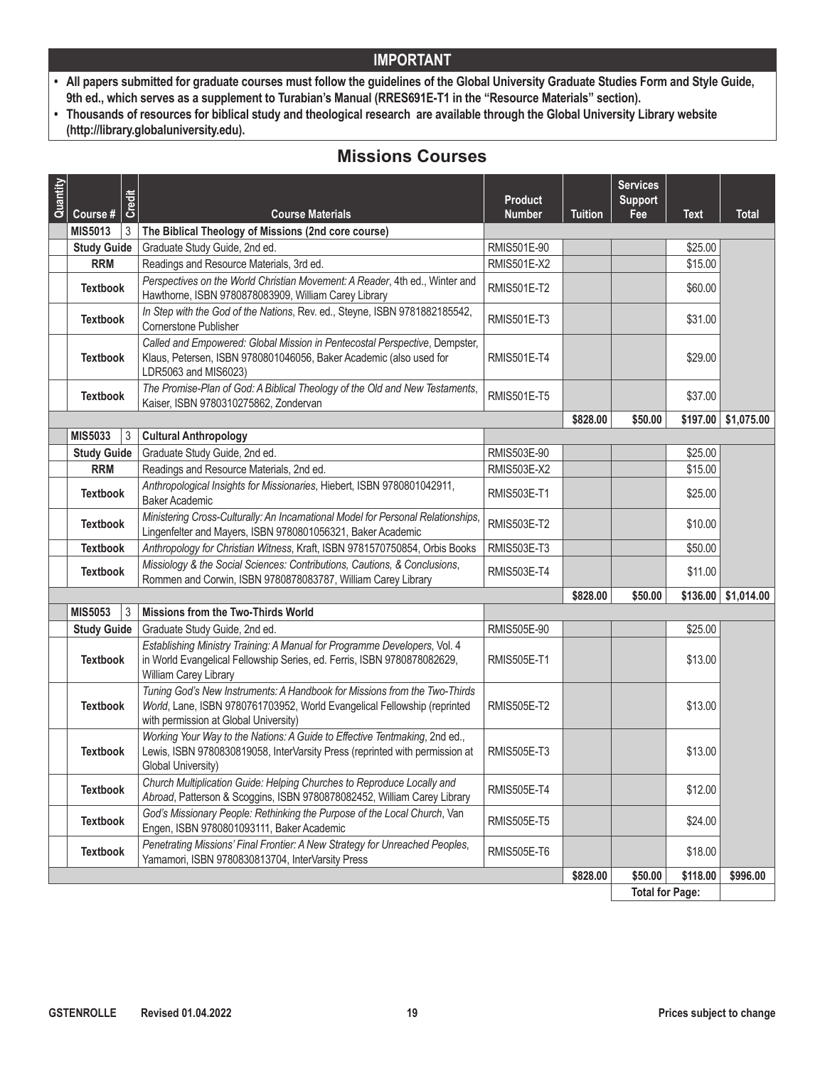## IMPORTANT

- **All papers submitted for graduate courses must follow the guidelines of the Global University Graduate Studies Form and Style Guide, 9th ed., which serves as a supplement to Turabian's Manual (RRES691E-T1 in the "Resource Materials" section).**
- **Thousands of resources for biblical study and theological research are available through the Global University Library website (http://library.globaluniversity.edu).**

## Missions Courses

| Quantity | Course # | Credit | Course Materials | Product Number | Tuition | Services Support Fee | Text | Total |
|---|---|---|---|---|---|---|---|---|
| | **MIS5013** | 3 | **The Biblical Theology of Missions (2nd core course)** | | | | | |
| | **Study Guide** | | Graduate Study Guide, 2nd ed. | RMIS501E-90 | | | $25.00 | |
| | **RRM** | | Readings and Resource Materials, 3rd ed. | RMIS501E-X2 | | | $15.00 | |
| | **Textbook** | | *Perspectives on the World Christian Movement: A Reader*, 4th ed., Winter and Hawthorne, ISBN 9780878083909, William Carey Library | RMIS501E-T2 | | | $60.00 | |
| | **Textbook** | | *In Step with the God of the Nations*, Rev. ed., Steyne, ISBN 9781882185542, Cornerstone Publisher | RMIS501E-T3 | | | $31.00 | |
| | **Textbook** | | *Called and Empowered: Global Mission in Pentecostal Perspective*, Dempster, Klaus, Petersen, ISBN 9780801046056, Baker Academic (also used for LDR5063 and MIS6023) | RMIS501E-T4 | | | $29.00 | |
| | **Textbook** | | *The Promise-Plan of God: A Biblical Theology of the Old and New Testaments*, Kaiser, ISBN 9780310275862, Zondervan | RMIS501E-T5 | | | $37.00 | |
| | | | | | **$828.00** | **$50.00** | **$197.00** | **$1,075.00** |
| | **MIS5033** | 3 | **Cultural Anthropology** | | | | | |
| | **Study Guide** | | Graduate Study Guide, 2nd ed. | RMIS503E-90 | | | $25.00 | |
| | **RRM** | | Readings and Resource Materials, 2nd ed. | RMIS503E-X2 | | | $15.00 | |
| | **Textbook** | | *Anthropological Insights for Missionaries*, Hiebert, ISBN 9780801042911, Baker Academic | RMIS503E-T1 | | | $25.00 | |
| | **Textbook** | | *Ministering Cross-Culturally: An Incarnational Model for Personal Relationships*, Lingenfelter and Mayers, ISBN 9780801056321, Baker Academic | RMIS503E-T2 | | | $10.00 | |
| | **Textbook** | | *Anthropology for Christian Witness*, Kraft, ISBN 9781570750854, Orbis Books | RMIS503E-T3 | | | $50.00 | |
| | **Textbook** | | *Missiology & the Social Sciences: Contributions, Cautions, & Conclusions*, Rommen and Corwin, ISBN 9780878083787, William Carey Library | RMIS503E-T4 | | | $11.00 | |
| | | | | | **$828.00** | **$50.00** | **$136.00** | **$1,014.00** |
| | **MIS5053** | 3 | **Missions from the Two-Thirds World** | | | | | |
| | **Study Guide** | | Graduate Study Guide, 2nd ed. | RMIS505E-90 | | | $25.00 | |
| | **Textbook** | | *Establishing Ministry Training: A Manual for Programme Developers*, Vol. 4 in World Evangelical Fellowship Series, ed. Ferris, ISBN 9780878082629, William Carey Library | RMIS505E-T1 | | | $13.00 | |
| | **Textbook** | | *Tuning God's New Instruments: A Handbook for Missions from the Two-Thirds World*, Lane, ISBN 9780761703952, World Evangelical Fellowship (reprinted with permission at Global University) | RMIS505E-T2 | | | $13.00 | |
| | **Textbook** | | *Working Your Way to the Nations: A Guide to Effective Tentmaking*, 2nd ed., Lewis, ISBN 9780830819058, InterVarsity Press (reprinted with permission at Global University) | RMIS505E-T3 | | | $13.00 | |
| | **Textbook** | | *Church Multiplication Guide: Helping Churches to Reproduce Locally and Abroad*, Patterson & Scoggins, ISBN 9780878082452, William Carey Library | RMIS505E-T4 | | | $12.00 | |
| | **Textbook** | | *God's Missionary People: Rethinking the Purpose of the Local Church*, Van Engen, ISBN 9780801093111, Baker Academic | RMIS505E-T5 | | | $24.00 | |
| | **Textbook** | | *Penetrating Missions' Final Frontier: A New Strategy for Unreached Peoples*, Yamamori, ISBN 9780830813704, InterVarsity Press | RMIS505E-T6 | | | $18.00 | |
| | | | | | **$828.00** | **$50.00** | **$118.00** | **$996.00** |
| | | | | | | **Total for Page:** | | |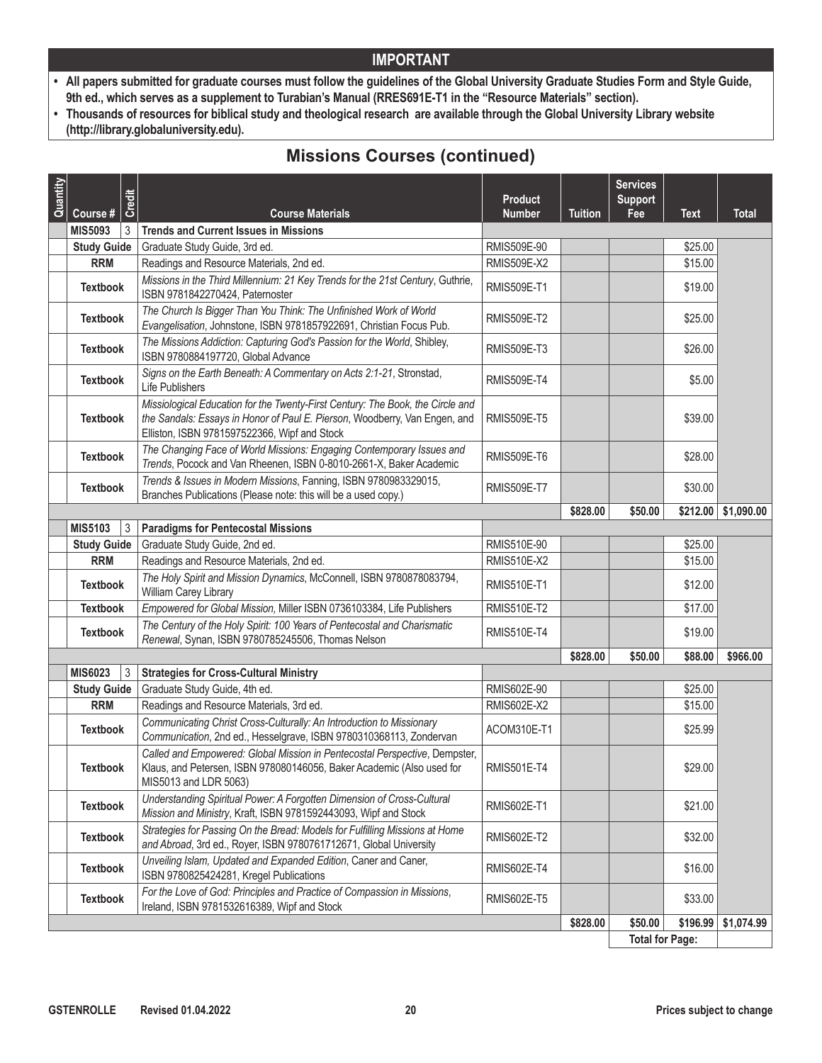## IMPORTANT

- **All papers submitted for graduate courses must follow the guidelines of the Global University Graduate Studies Form and Style Guide, 9th ed., which serves as a supplement to Turabian's Manual (RRES691E-T1 in the "Resource Materials" section).**
- **Thousands of resources for biblical study and theological research are available through the Global University Library website (http://library.globaluniversity.edu).**

# Missions Courses (continued)

| Quantity | Course # | Credit | Course Materials | Product Number | Tuition | Services Support Fee | Text | Total |
|---|---|---|---|---|---|---|---|---|
| | **MIS5093** | 3 | **Trends and Current Issues in Missions** | | | | | |
| | **Study Guide** | | Graduate Study Guide, 3rd ed. | RMIS509E-90 | | | $25.00 | |
| | **RRM** | | Readings and Resource Materials, 2nd ed. | RMIS509E-X2 | | | $15.00 | |
| | **Textbook** | | *Missions in the Third Millennium: 21 Key Trends for the 21st Century*, Guthrie, ISBN 9781842270424, Paternoster | RMIS509E-T1 | | | $19.00 | |
| | **Textbook** | | *The Church Is Bigger Than You Think: The Unfinished Work of World Evangelisation*, Johnstone, ISBN 9781857922691, Christian Focus Pub. | RMIS509E-T2 | | | $25.00 | |
| | **Textbook** | | *The Missions Addiction: Capturing God's Passion for the World*, Shibley, ISBN 9780884197720, Global Advance | RMIS509E-T3 | | | $26.00 | |
| | **Textbook** | | *Signs on the Earth Beneath: A Commentary on Acts 2:1-21*, Stronstad, Life Publishers | RMIS509E-T4 | | | $5.00 | |
| | **Textbook** | | *Missiological Education for the Twenty-First Century: The Book, the Circle and the Sandals: Essays in Honor of Paul E. Pierson*, Woodberry, Van Engen, and Elliston, ISBN 9781597522366, Wipf and Stock | RMIS509E-T5 | | | $39.00 | |
| | **Textbook** | | *The Changing Face of World Missions: Engaging Contemporary Issues and Trends*, Pocock and Van Rheenen, ISBN 0-8010-2661-X, Baker Academic | RMIS509E-T6 | | | $28.00 | |
| | **Textbook** | | *Trends & Issues in Modern Missions*, Fanning, ISBN 9780983329015, Branches Publications (Please note: this will be a used copy.) | RMIS509E-T7 | | | $30.00 | |
| | | | | | **$828.00** | **$50.00** | **$212.00** | **$1,090.00** |
| | **MIS5103** | 3 | **Paradigms for Pentecostal Missions** | | | | | |
| | **Study Guide** | | Graduate Study Guide, 2nd ed. | RMIS510E-90 | | | $25.00 | |
| | **RRM** | | Readings and Resource Materials, 2nd ed. | RMIS510E-X2 | | | $15.00 | |
| | **Textbook** | | *The Holy Spirit and Mission Dynamics*, McConnell, ISBN 9780878083794, William Carey Library | RMIS510E-T1 | | | $12.00 | |
| | **Textbook** | | *Empowered for Global Mission*, Miller ISBN 0736103384, Life Publishers | RMIS510E-T2 | | | $17.00 | |
| | **Textbook** | | *The Century of the Holy Spirit: 100 Years of Pentecostal and Charismatic Renewal*, Synan, ISBN 9780785245506, Thomas Nelson | RMIS510E-T4 | | | $19.00 | |
| | | | | | **$828.00** | **$50.00** | **$88.00** | **$966.00** |
| | **MIS6023** | 3 | **Strategies for Cross-Cultural Ministry** | | | | | |
| | **Study Guide** | | Graduate Study Guide, 4th ed. | RMIS602E-90 | | | $25.00 | |
| | **RRM** | | Readings and Resource Materials, 3rd ed. | RMIS602E-X2 | | | $15.00 | |
| | **Textbook** | | *Communicating Christ Cross-Culturally: An Introduction to Missionary Communication*, 2nd ed., Hesselgrave, ISBN 9780310368113, Zondervan | ACOM310E-T1 | | | $25.99 | |
| | **Textbook** | | *Called and Empowered: Global Mission in Pentecostal Perspective*, Dempster, Klaus, and Petersen, ISBN 978080146056, Baker Academic (Also used for MIS5013 and LDR 5063) | RMIS501E-T4 | | | $29.00 | |
| | **Textbook** | | *Understanding Spiritual Power: A Forgotten Dimension of Cross-Cultural Mission and Ministry*, Kraft, ISBN 9781592443093, Wipf and Stock | RMIS602E-T1 | | | $21.00 | |
| | **Textbook** | | *Strategies for Passing On the Bread: Models for Fulfilling Missions at Home and Abroad*, 3rd ed., Royer, ISBN 9780761712671, Global University | RMIS602E-T2 | | | $32.00 | |
| | **Textbook** | | *Unveiling Islam, Updated and Expanded Edition*, Caner and Caner, ISBN 9780825424281, Kregel Publications | RMIS602E-T4 | | | $16.00 | |
| | **Textbook** | | *For the Love of God: Principles and Practice of Compassion in Missions*, Ireland, ISBN 9781532616389, Wipf and Stock | RMIS602E-T5 | | | $33.00 | |
| | | | | | **$828.00** | **$50.00** | **$196.99** | **$1,074.99** |
| | | | | | | **Total for Page:** | | |

**GSTENROLLE Revised 01.04.2022** **Prices subject to change**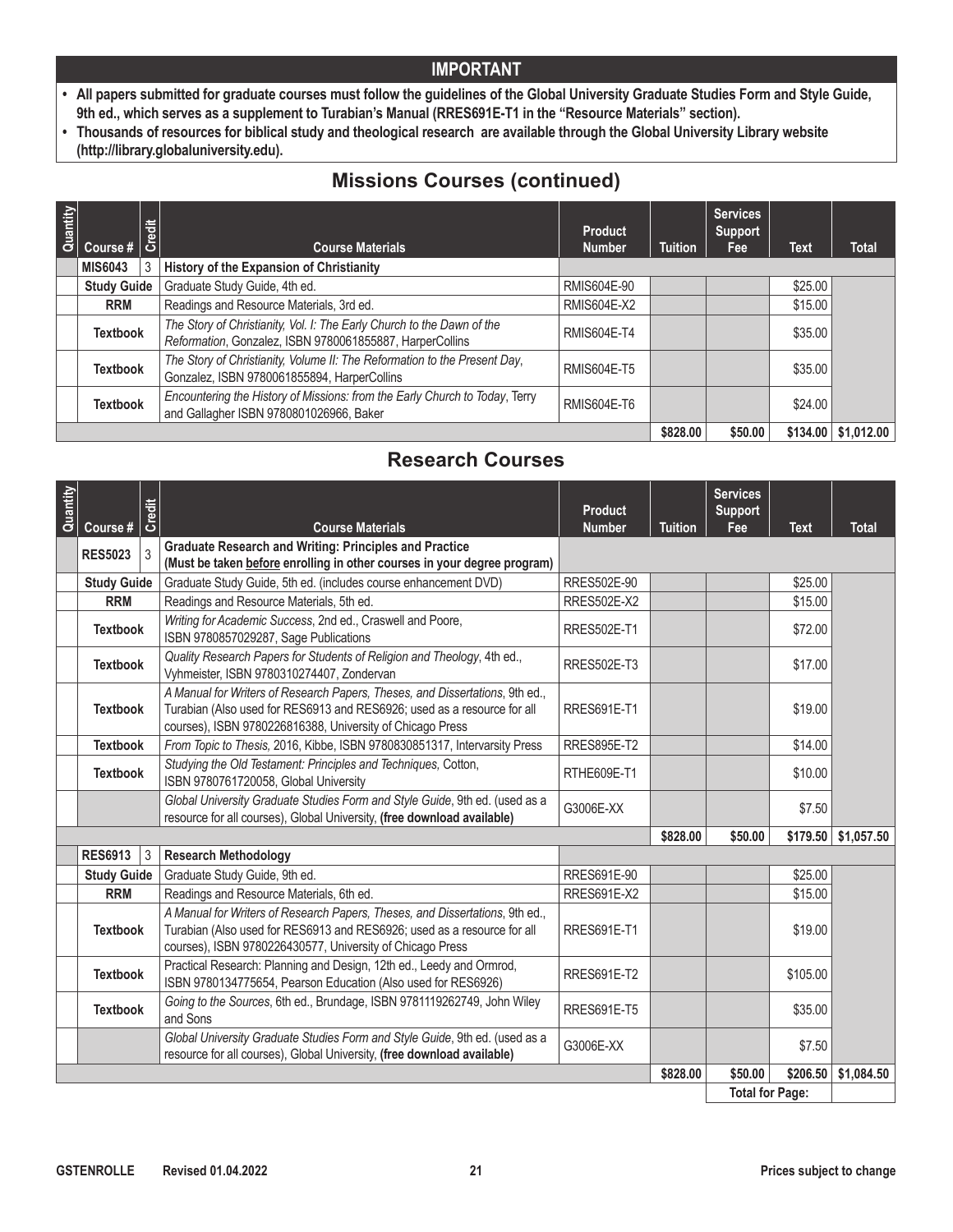## IMPORTANT

- **All papers submitted for graduate courses must follow the guidelines of the Global University Graduate Studies Form and Style Guide, 9th ed., which serves as a supplement to Turabian's Manual (RRES691E-T1 in the "Resource Materials" section).**
- **Thousands of resources for biblical study and theological research are available through the Global University Library website (http://library.globaluniversity.edu).**

## Missions Courses (continued)

| Quantity | Course # | Credit | Course Materials | Product Number | Tuition | Services Support Fee | Text | Total |
|---|---|---|---|---|---|---|---|---|
| | **MIS6043** | 3 | **History of the Expansion of Christianity** | | | | | |
| | **Study Guide** | | Graduate Study Guide, 4th ed. | RMIS604E-90 | | | $25.00 | |
| | **RRM** | | Readings and Resource Materials, 3rd ed. | RMIS604E-X2 | | | $15.00 | |
| | **Textbook** | | *The Story of Christianity, Vol. I: The Early Church to the Dawn of the Reformation*, Gonzalez, ISBN 9780061855887, HarperCollins | RMIS604E-T4 | | | $35.00 | |
| | **Textbook** | | *The Story of Christianity, Volume II: The Reformation to the Present Day*, Gonzalez, ISBN 9780061855894, HarperCollins | RMIS604E-T5 | | | $35.00 | |
| | **Textbook** | | *Encountering the History of Missions: from the Early Church to Today*, Terry and Gallagher ISBN 9780801026966, Baker | RMIS604E-T6 | | | $24.00 | |
| | | | | | **$828.00** | **$50.00** | **$134.00** | **$1,012.00** |

## Research Courses

| Quantity | Course # | Credit | Course Materials | Product Number | Tuition | Services Support Fee | Text | Total |
|---|---|---|---|---|---|---|---|---|
| | **RES5023** | 3 | **Graduate Research and Writing: Principles and Practice (Must be taken <u>before</u> enrolling in other courses in your degree program)** | | | | | |
| | **Study Guide** | | Graduate Study Guide, 5th ed. (includes course enhancement DVD) | RRES502E-90 | | | $25.00 | |
| | **RRM** | | Readings and Resource Materials, 5th ed. | RRES502E-X2 | | | $15.00 | |
| | **Textbook** | | *Writing for Academic Success*, 2nd ed., Craswell and Poore, ISBN 9780857029287, Sage Publications | RRES502E-T1 | | | $72.00 | |
| | **Textbook** | | *Quality Research Papers for Students of Religion and Theology*, 4th ed., Vyhmeister, ISBN 9780310274407, Zondervan | RRES502E-T3 | | | $17.00 | |
| | **Textbook** | | *A Manual for Writers of Research Papers, Theses, and Dissertations*, 9th ed., Turabian (Also used for RES6913 and RES6926; used as a resource for all courses), ISBN 9780226816388, University of Chicago Press | RRES691E-T1 | | | $19.00 | |
| | **Textbook** | | *From Topic to Thesis*, 2016, Kibbe, ISBN 9780830851317, Intervarsity Press | RRES895E-T2 | | | $14.00 | |
| | **Textbook** | | *Studying the Old Testament: Principles and Techniques*, Cotton, ISBN 9780761720058, Global University | RTHE609E-T1 | | | $10.00 | |
| | | | *Global University Graduate Studies Form and Style Guide*, 9th ed. (used as a resource for all courses), Global University, **(free download available)** | G3006E-XX | | | $7.50 | |
| | | | | | **$828.00** | **$50.00** | **$179.50** | **$1,057.50** |
| | **RES6913** | 3 | **Research Methodology** | | | | | |
| | **Study Guide** | | Graduate Study Guide, 9th ed. | RRES691E-90 | | | $25.00 | |
| | **RRM** | | Readings and Resource Materials, 6th ed. | RRES691E-X2 | | | $15.00 | |
| | **Textbook** | | *A Manual for Writers of Research Papers, Theses, and Dissertations*, 9th ed., Turabian (Also used for RES6913 and RES6926; used as a resource for all courses), ISBN 9780226430577, University of Chicago Press | RRES691E-T1 | | | $19.00 | |
| | **Textbook** | | Practical Research: Planning and Design, 12th ed., Leedy and Ormrod, ISBN 9780134775654, Pearson Education (Also used for RES6926) | RRES691E-T2 | | | $105.00 | |
| | **Textbook** | | *Going to the Sources*, 6th ed., Brundage, ISBN 9781119262749, John Wiley and Sons | RRES691E-T5 | | | $35.00 | |
| | | | *Global University Graduate Studies Form and Style Guide*, 9th ed. (used as a resource for all courses), Global University, **(free download available)** | G3006E-XX | | | $7.50 | |
| | | | | | **$828.00** | **$50.00** | **$206.50** | **$1,084.50** |
| | | | | | | **Total for Page:** | | |

GSTENROLLE Revised 01.04.2022 — Prices subject to change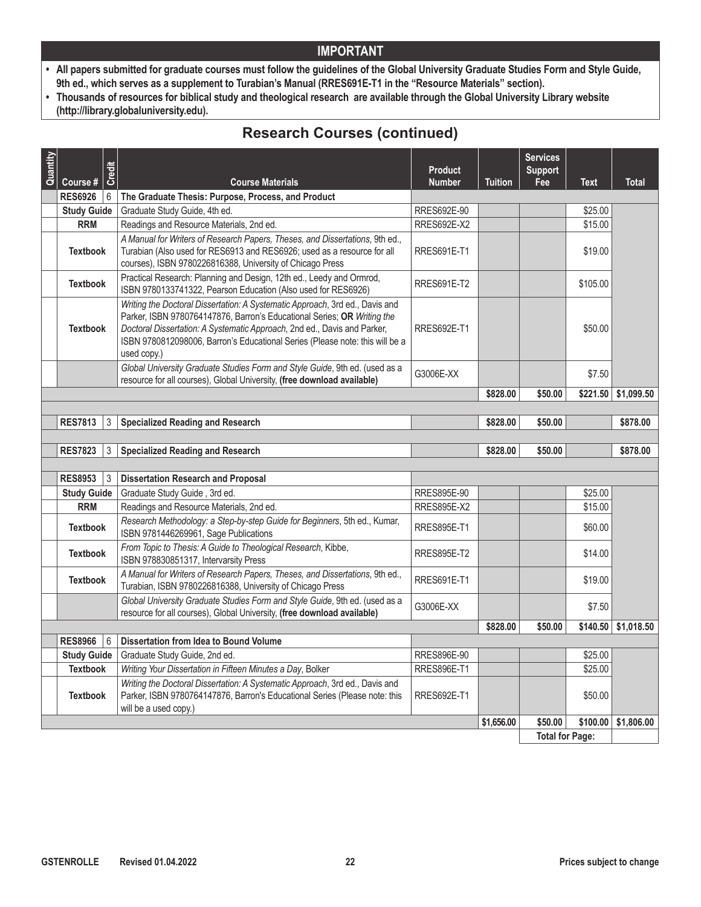## IMPORTANT

- **All papers submitted for graduate courses must follow the guidelines of the Global University Graduate Studies Form and Style Guide, 9th ed., which serves as a supplement to Turabian's Manual (RRES691E-T1 in the "Resource Materials" section).**
- **Thousands of resources for biblical study and theological research are available through the Global University Library website (http://library.globaluniversity.edu).**

## Research Courses (continued)

| Quantity | Course # | Credit | Course Materials | Product Number | Tuition | Services Support Fee | Text | Total |
|---|---|---|---|---|---|---|---|---|
| | **RES6926** | 6 | **The Graduate Thesis: Purpose, Process, and Product** | | | | | |
| | **Study Guide** | | Graduate Study Guide, 4th ed. | RRES692E-90 | | | $25.00 | |
| | **RRM** | | Readings and Resource Materials, 2nd ed. | RRES692E-X2 | | | $15.00 | |
| | **Textbook** | | *A Manual for Writers of Research Papers, Theses, and Dissertations*, 9th ed., Turabian (Also used for RES6913 and RES6926; used as a resource for all courses), ISBN 9780226816388, University of Chicago Press | RRES691E-T1 | | | $19.00 | |
| | **Textbook** | | Practical Research: Planning and Design, 12th ed., Leedy and Ormrod, ISBN 9780133741322, Pearson Education (Also used for RES6926) | RRES691E-T2 | | | $105.00 | |
| | **Textbook** | | *Writing the Doctoral Dissertation: A Systematic Approach*, 3rd ed., Davis and Parker, ISBN 9780764147876, Barron's Educational Series; **OR** *Writing the Doctoral Dissertation: A Systematic Approach*, 2nd ed., Davis and Parker, ISBN 9780812098006, Barron's Educational Series (Please note: this will be a used copy.) | RRES692E-T1 | | | $50.00 | |
| | | | *Global University Graduate Studies Form and Style Guide*, 9th ed. (used as a resource for all courses), Global University, **(free download available)** | G3006E-XX | | | $7.50 | |
| | | | | | **$828.00** | **$50.00** | **$221.50** | **$1,099.50** |
| | **RES7813** | 3 | **Specialized Reading and Research** | | **$828.00** | **$50.00** | | **$878.00** |
| | **RES7823** | 3 | **Specialized Reading and Research** | | **$828.00** | **$50.00** | | **$878.00** |
| | **RES8953** | 3 | **Dissertation Research and Proposal** | | | | | |
| | **Study Guide** | | Graduate Study Guide , 3rd ed. | RRES895E-90 | | | $25.00 | |
| | **RRM** | | Readings and Resource Materials, 2nd ed. | RRES895E-X2 | | | $15.00 | |
| | **Textbook** | | *Research Methodology: a Step-by-step Guide for Beginners*, 5th ed., Kumar, ISBN 9781446269961, Sage Publications | RRES895E-T1 | | | $60.00 | |
| | **Textbook** | | *From Topic to Thesis: A Guide to Theological Research*, Kibbe, ISBN 978830851317, Intervarsity Press | RRES895E-T2 | | | $14.00 | |
| | **Textbook** | | *A Manual for Writers of Research Papers, Theses, and Dissertations*, 9th ed., Turabian, ISBN 9780226816388, University of Chicago Press | RRES691E-T1 | | | $19.00 | |
| | | | *Global University Graduate Studies Form and Style Guide*, 9th ed. (used as a resource for all courses), Global University, **(free download available)** | G3006E-XX | | | $7.50 | |
| | | | | | **$828.00** | **$50.00** | **$140.50** | **$1,018.50** |
| | **RES8966** | 6 | **Dissertation from Idea to Bound Volume** | | | | | |
| | **Study Guide** | | Graduate Study Guide, 2nd ed. | RRES896E-90 | | | $25.00 | |
| | **Textbook** | | *Writing Your Dissertation in Fifteen Minutes a Day*, Bolker | RRES896E-T1 | | | $25.00 | |
| | **Textbook** | | *Writing the Doctoral Dissertation: A Systematic Approach*, 3rd ed., Davis and Parker, ISBN 9780764147876, Barron's Educational Series (Please note: this will be a used copy.) | RRES692E-T1 | | | $50.00 | |
| | | | | | **$1,656.00** | **$50.00** | **$100.00** | **$1,806.00** |
| | | | | | | **Total for Page:** | | |

GSTENROLLE Revised 01.04.2022 Prices subject to change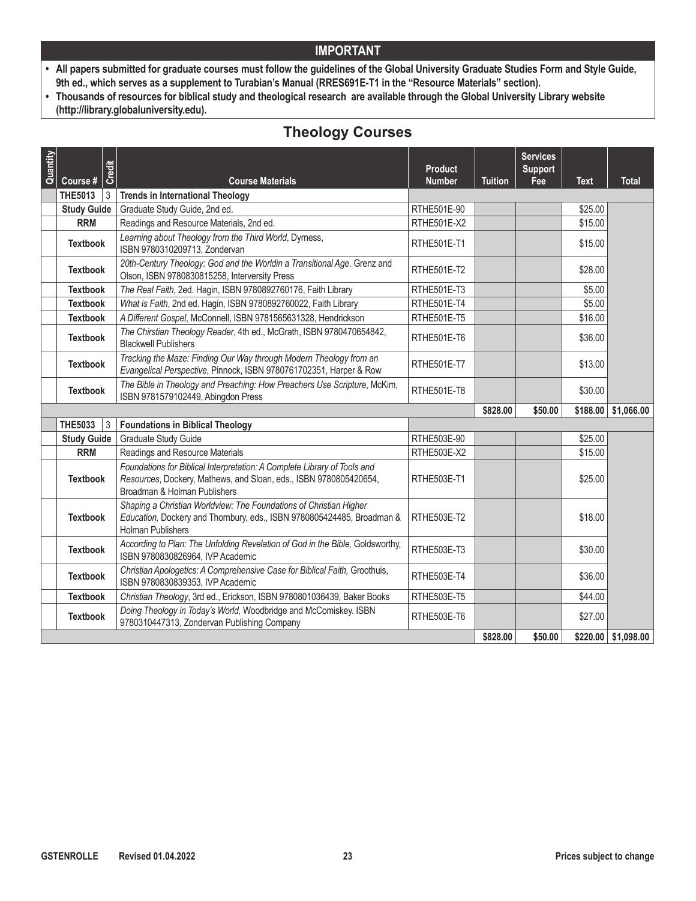## IMPORTANT

- **All papers submitted for graduate courses must follow the guidelines of the Global University Graduate Studies Form and Style Guide, 9th ed., which serves as a supplement to Turabian's Manual (RRES691E-T1 in the "Resource Materials" section).**
- **Thousands of resources for biblical study and theological research are available through the Global University Library website (http://library.globaluniversity.edu).**

## Theology Courses

| Quantity | Course # | Credit | Course Materials | Product Number | Tuition | Services Support Fee | Text | Total |
|---|---|---|---|---|---|---|---|---|
| | **THE5013** | 3 | **Trends in International Theology** | | | | | |
| | **Study Guide** | | Graduate Study Guide, 2nd ed. | RTHE501E-90 | | | $25.00 | |
| | **RRM** | | Readings and Resource Materials, 2nd ed. | RTHE501E-X2 | | | $15.00 | |
| | **Textbook** | | *Learning about Theology from the Third World*, Dyrness, ISBN 9780310209713, Zondervan | RTHE501E-T1 | | | $15.00 | |
| | **Textbook** | | *20th-Century Theology: God and the Worldin a Transitional Age*. Grenz and Olson, ISBN 9780830815258, Interversity Press | RTHE501E-T2 | | | $28.00 | |
| | **Textbook** | | *The Real Faith*, 2ed. Hagin, ISBN 9780892760176, Faith Library | RTHE501E-T3 | | | $5.00 | |
| | **Textbook** | | *What is Faith*, 2nd ed. Hagin, ISBN 9780892760022, Faith Library | RTHE501E-T4 | | | $5.00 | |
| | **Textbook** | | *A Different Gospel*, McConnell, ISBN 9781565631328, Hendrickson | RTHE501E-T5 | | | $16.00 | |
| | **Textbook** | | *The Chirstian Theology Reader*, 4th ed., McGrath, ISBN 9780470654842, Blackwell Publishers | RTHE501E-T6 | | | $36.00 | |
| | **Textbook** | | *Tracking the Maze: Finding Our Way through Modern Theology from an Evangelical Perspective*, Pinnock, ISBN 9780761702351, Harper & Row | RTHE501E-T7 | | | $13.00 | |
| | **Textbook** | | *The Bible in Theology and Preaching: How Preachers Use Scripture*, McKim, ISBN 9781579102449, Abingdon Press | RTHE501E-T8 | | | $30.00 | |
| | | | | | **$828.00** | **$50.00** | **$188.00** | **$1,066.00** |
| | **THE5033** | 3 | **Foundations in Biblical Theology** | | | | | |
| | **Study Guide** | | Graduate Study Guide | RTHE503E-90 | | | $25.00 | |
| | **RRM** | | Readings and Resource Materials | RTHE503E-X2 | | | $15.00 | |
| | **Textbook** | | *Foundations for Biblical Interpretation: A Complete Library of Tools and Resources*, Dockery, Mathews, and Sloan, eds., ISBN 9780805420654, Broadman & Holman Publishers | RTHE503E-T1 | | | $25.00 | |
| | **Textbook** | | *Shaping a Christian Worldview: The Foundations of Christian Higher Education,* Dockery and Thornbury, eds., ISBN 9780805424485, Broadman & Holman Publishers | RTHE503E-T2 | | | $18.00 | |
| | **Textbook** | | *According to Plan: The Unfolding Revelation of God in the Bible,* Goldsworthy, ISBN 9780830826964, IVP Academic | RTHE503E-T3 | | | $30.00 | |
| | **Textbook** | | *Christian Apologetics: A Comprehensive Case for Biblical Faith,* Groothuis, ISBN 9780830839353, IVP Academic | RTHE503E-T4 | | | $36.00 | |
| | **Textbook** | | *Christian Theology*, 3rd ed., Erickson, ISBN 9780801036439, Baker Books | RTHE503E-T5 | | | $44.00 | |
| | **Textbook** | | *Doing Theology in Today's World,* Woodbridge and McComiskey. ISBN 9780310447313, Zondervan Publishing Company | RTHE503E-T6 | | | $27.00 | |
| | | | | | **$828.00** | **$50.00** | **$220.00** | **$1,098.00** |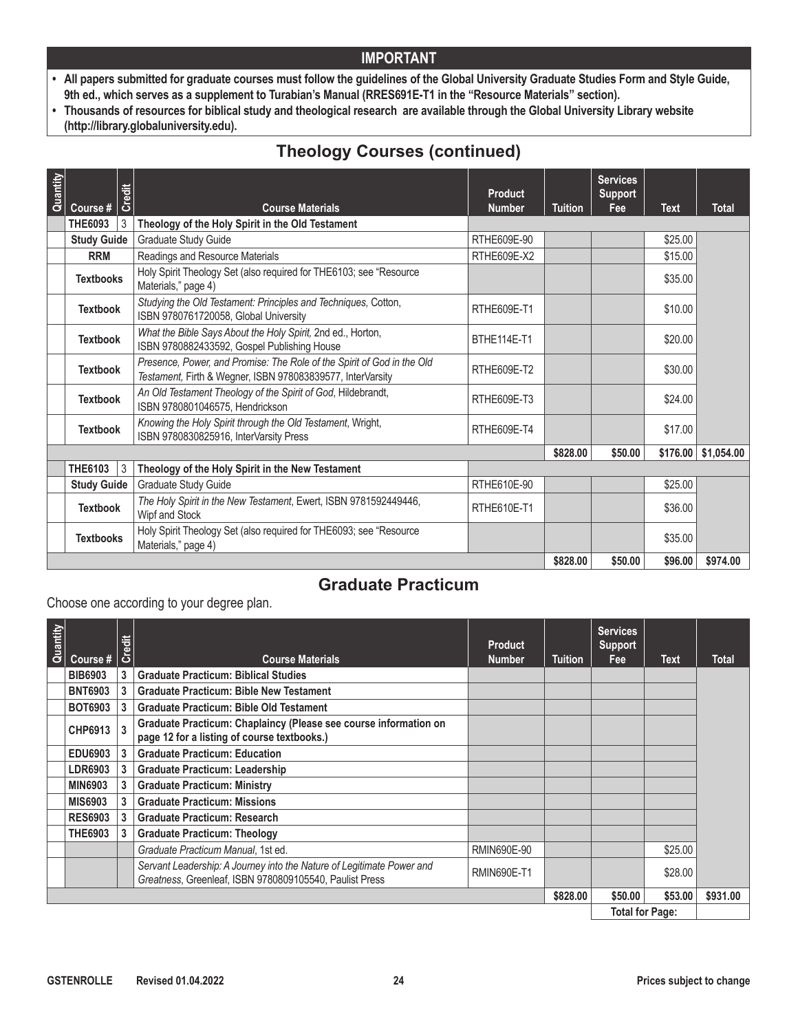## IMPORTANT

- **All papers submitted for graduate courses must follow the guidelines of the Global University Graduate Studies Form and Style Guide, 9th ed., which serves as a supplement to Turabian's Manual (RRES691E-T1 in the "Resource Materials" section).**
- **Thousands of resources for biblical study and theological research are available through the Global University Library website (http://library.globaluniversity.edu).**

## Theology Courses (continued)

| Quantity | Course # | Credit | Course Materials | Product Number | Tuition | Services Support Fee | Text | Total |
|---|---|---|---|---|---|---|---|---|
| | **THE6093** | 3 | **Theology of the Holy Spirit in the Old Testament** | | | | | |
| | **Study Guide** | | Graduate Study Guide | RTHE609E-90 | | | $25.00 | |
| | **RRM** | | Readings and Resource Materials | RTHE609E-X2 | | | $15.00 | |
| | **Textbooks** | | Holy Spirit Theology Set (also required for THE6103; see "Resource Materials," page 4) | | | | $35.00 | |
| | **Textbook** | | *Studying the Old Testament: Principles and Techniques,* Cotton, ISBN 9780761720058, Global University | RTHE609E-T1 | | | $10.00 | |
| | **Textbook** | | *What the Bible Says About the Holy Spirit,* 2nd ed., Horton, ISBN 9780882433592, Gospel Publishing House | BTHE114E-T1 | | | $20.00 | |
| | **Textbook** | | *Presence, Power, and Promise: The Role of the Spirit of God in the Old Testament,* Firth & Wegner, ISBN 978083839577, InterVarsity | RTHE609E-T2 | | | $30.00 | |
| | **Textbook** | | *An Old Testament Theology of the Spirit of God*, Hildebrandt, ISBN 9780801046575, Hendrickson | RTHE609E-T3 | | | $24.00 | |
| | **Textbook** | | *Knowing the Holy Spirit through the Old Testament*, Wright, ISBN 9780830825916, InterVarsity Press | RTHE609E-T4 | | | $17.00 | |
| | | | | | **$828.00** | **$50.00** | **$176.00** | **$1,054.00** |
| | **THE6103** | 3 | **Theology of the Holy Spirit in the New Testament** | | | | | |
| | **Study Guide** | | Graduate Study Guide | RTHE610E-90 | | | $25.00 | |
| | **Textbook** | | *The Holy Spirit in the New Testament*, Ewert, ISBN 9781592449446, Wipf and Stock | RTHE610E-T1 | | | $36.00 | |
| | **Textbooks** | | Holy Spirit Theology Set (also required for THE6093; see "Resource Materials," page 4) | | | | $35.00 | |
| | | | | | **$828.00** | **$50.00** | **$96.00** | **$974.00** |

## Graduate Practicum

Choose one according to your degree plan.

| Quantity | Course # | Credit | Course Materials | Product Number | Tuition | Services Support Fee | Text | Total |
|---|---|---|---|---|---|---|---|---|
| | **BIB6903** | **3** | **Graduate Practicum: Biblical Studies** | | | | | |
| | **BNT6903** | **3** | **Graduate Practicum: Bible New Testament** | | | | | |
| | **BOT6903** | **3** | **Graduate Practicum: Bible Old Testament** | | | | | |
| | **CHP6913** | **3** | **Graduate Practicum: Chaplaincy (Please see course information on page 12 for a listing of course textbooks.)** | | | | | |
| | **EDU6903** | **3** | **Graduate Practicum: Education** | | | | | |
| | **LDR6903** | **3** | **Graduate Practicum: Leadership** | | | | | |
| | **MIN6903** | **3** | **Graduate Practicum: Ministry** | | | | | |
| | **MIS6903** | **3** | **Graduate Practicum: Missions** | | | | | |
| | **RES6903** | **3** | **Graduate Practicum: Research** | | | | | |
| | **THE6903** | **3** | **Graduate Practicum: Theology** | | | | | |
| | | | *Graduate Practicum Manual*, 1st ed. | RMIN690E-90 | | | $25.00 | |
| | | | *Servant Leadership: A Journey into the Nature of Legitimate Power and Greatness*, Greenleaf, ISBN 9780809105540, Paulist Press | RMIN690E-T1 | | | $28.00 | |
| | | | | | **$828.00** | **$50.00** | **$53.00** | **$931.00** |
| | | | | | | **Total for Page:** | | |

GSTENROLLE Revised 01.04.2022 Prices subject to change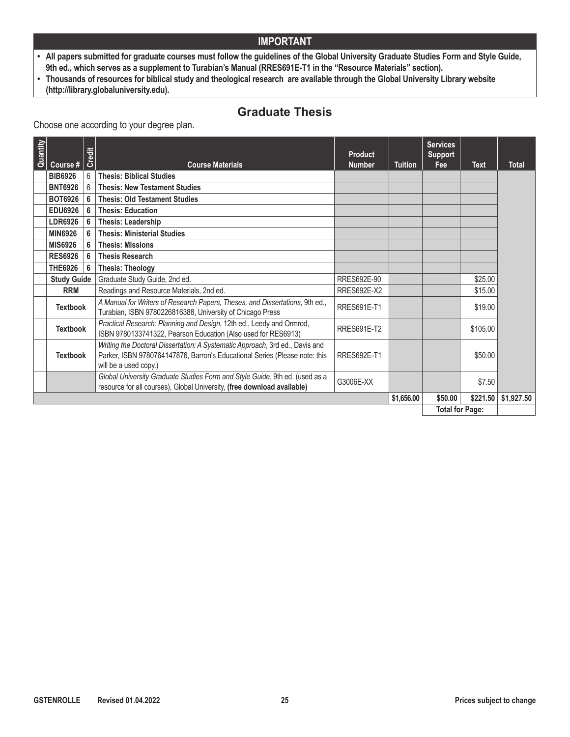**IMPORTANT**

- **All papers submitted for graduate courses must follow the guidelines of the Global University Graduate Studies Form and Style Guide, 9th ed., which serves as a supplement to Turabian's Manual (RRES691E-T1 in the "Resource Materials" section).**
- **Thousands of resources for biblical study and theological research are available through the Global University Library website (http://library.globaluniversity.edu).**

## Graduate Thesis

Choose one according to your degree plan.

| Quantity | Course # | Credit | Course Materials | Product Number | Tuition | Services Support Fee | Text | Total |
|---|---|---|---|---|---|---|---|---|
| | **BIB6926** | 6 | **Thesis: Biblical Studies** | | | | | |
| | **BNT6926** | 6 | **Thesis: New Testament Studies** | | | | | |
| | **BOT6926** | 6 | **Thesis: Old Testament Studies** | | | | | |
| | **EDU6926** | 6 | **Thesis: Education** | | | | | |
| | **LDR6926** | 6 | **Thesis: Leadership** | | | | | |
| | **MIN6926** | 6 | **Thesis: Ministerial Studies** | | | | | |
| | **MIS6926** | 6 | **Thesis: Missions** | | | | | |
| | **RES6926** | 6 | **Thesis Research** | | | | | |
| | **THE6926** | 6 | **Thesis: Theology** | | | | | |
| | **Study Guide** | | Graduate Study Guide, 2nd ed. | RRES692E-90 | | | $25.00 | |
| | **RRM** | | Readings and Resource Materials, 2nd ed. | RRES692E-X2 | | | $15.00 | |
| | **Textbook** | | *A Manual for Writers of Research Papers, Theses, and Dissertations*, 9th ed., Turabian, ISBN 9780226816388, University of Chicago Press | RRES691E-T1 | | | $19.00 | |
| | **Textbook** | | *Practical Research: Planning and Design*, 12th ed., Leedy and Ormrod, ISBN 9780133741322, Pearson Education (Also used for RES6913) | RRES691E-T2 | | | $105.00 | |
| | **Textbook** | | *Writing the Doctoral Dissertation: A Systematic Approach*, 3rd ed., Davis and Parker, ISBN 9780764147876, Barron's Educational Series (Please note: this will be a used copy.) | RRES692E-T1 | | | $50.00 | |
| | | | *Global University Graduate Studies Form and Style Guide*, 9th ed. (used as a resource for all courses), Global University, **(free download available)** | G3006E-XX | | | $7.50 | |
| | | | | | **$1,656.00** | **$50.00** | **$221.50** | **$1,927.50** |
| | | | | | | **Total for Page:** | | |

GSTENROLLE Revised 01.04.2022 Prices subject to change